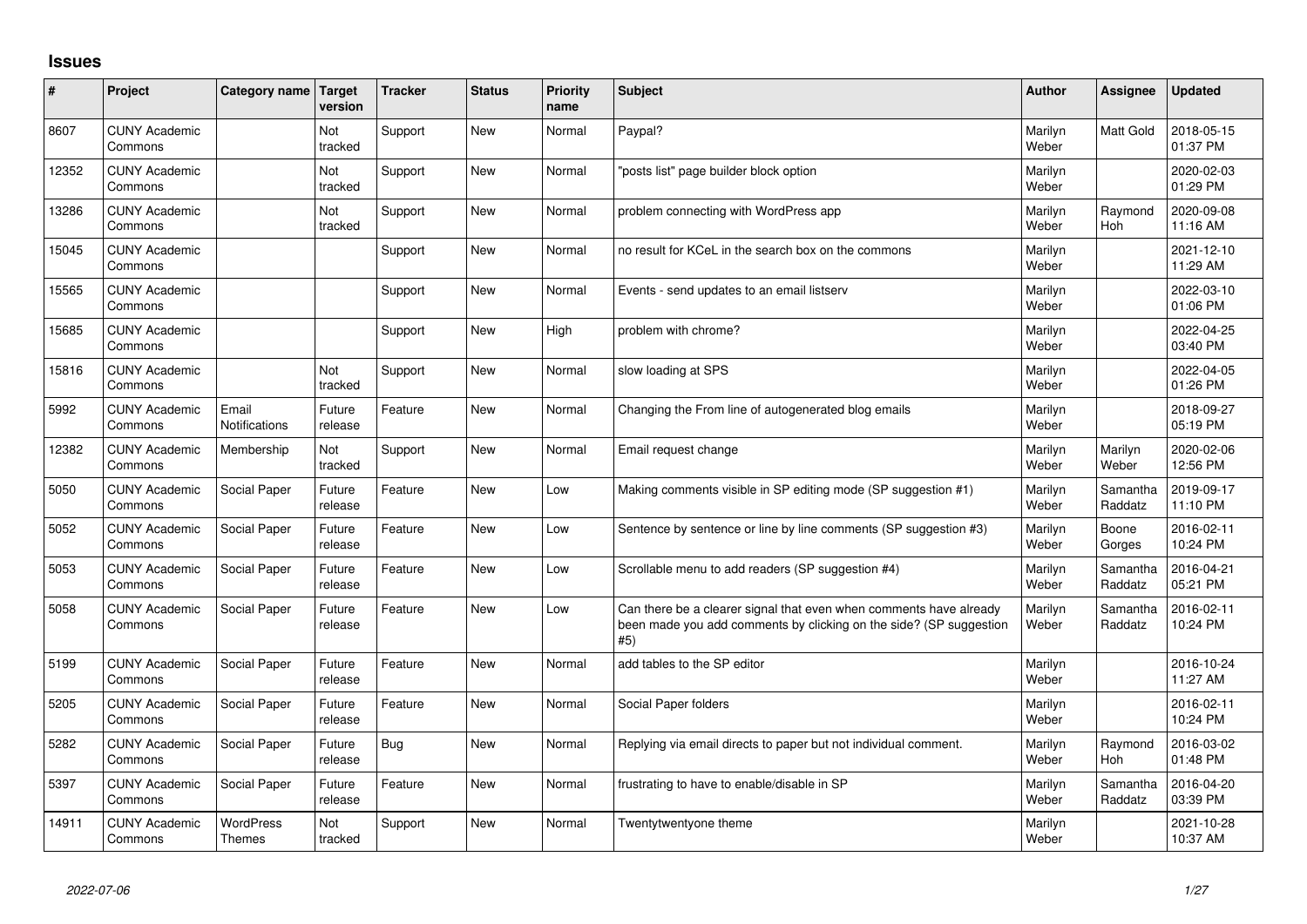# Issues

| # | Project | Category name | Target version | Tracker | Status | Priority name | Subject | Author | Assignee | Updated |
|---|---|---|---|---|---|---|---|---|---|---|
| 8607 | CUNY Academic Commons | | Not tracked | Support | New | Normal | Paypal? | Marilyn Weber | Matt Gold | 2018-05-15 01:37 PM |
| 12352 | CUNY Academic Commons | | Not tracked | Support | New | Normal | "posts list" page builder block option | Marilyn Weber | | 2020-02-03 01:29 PM |
| 13286 | CUNY Academic Commons | | Not tracked | Support | New | Normal | problem connecting with WordPress app | Marilyn Weber | Raymond Hoh | 2020-09-08 11:16 AM |
| 15045 | CUNY Academic Commons | | | Support | New | Normal | no result for KCeL in the search box on the commons | Marilyn Weber | | 2021-12-10 11:29 AM |
| 15565 | CUNY Academic Commons | | | Support | New | Normal | Events - send updates to an email listserv | Marilyn Weber | | 2022-03-10 01:06 PM |
| 15685 | CUNY Academic Commons | | | Support | New | High | problem with chrome? | Marilyn Weber | | 2022-04-25 03:40 PM |
| 15816 | CUNY Academic Commons | | Not tracked | Support | New | Normal | slow loading at SPS | Marilyn Weber | | 2022-04-05 01:26 PM |
| 5992 | CUNY Academic Commons | Email Notifications | Future release | Feature | New | Normal | Changing the From line of autogenerated blog emails | Marilyn Weber | | 2018-09-27 05:19 PM |
| 12382 | CUNY Academic Commons | Membership | Not tracked | Support | New | Normal | Email request change | Marilyn Weber | Marilyn Weber | 2020-02-06 12:56 PM |
| 5050 | CUNY Academic Commons | Social Paper | Future release | Feature | New | Low | Making comments visible in SP editing mode (SP suggestion #1) | Marilyn Weber | Samantha Raddatz | 2019-09-17 11:10 PM |
| 5052 | CUNY Academic Commons | Social Paper | Future release | Feature | New | Low | Sentence by sentence or line by line comments (SP suggestion #3) | Marilyn Weber | Boone Gorges | 2016-02-11 10:24 PM |
| 5053 | CUNY Academic Commons | Social Paper | Future release | Feature | New | Low | Scrollable menu to add readers (SP suggestion #4) | Marilyn Weber | Samantha Raddatz | 2016-04-21 05:21 PM |
| 5058 | CUNY Academic Commons | Social Paper | Future release | Feature | New | Low | Can there be a clearer signal that even when comments have already been made you add comments by clicking on the side? (SP suggestion #5) | Marilyn Weber | Samantha Raddatz | 2016-02-11 10:24 PM |
| 5199 | CUNY Academic Commons | Social Paper | Future release | Feature | New | Normal | add tables to the SP editor | Marilyn Weber | | 2016-10-24 11:27 AM |
| 5205 | CUNY Academic Commons | Social Paper | Future release | Feature | New | Normal | Social Paper folders | Marilyn Weber | | 2016-02-11 10:24 PM |
| 5282 | CUNY Academic Commons | Social Paper | Future release | Bug | New | Normal | Replying via email directs to paper but not individual comment. | Marilyn Weber | Raymond Hoh | 2016-03-02 01:48 PM |
| 5397 | CUNY Academic Commons | Social Paper | Future release | Feature | New | Normal | frustrating to have to enable/disable in SP | Marilyn Weber | Samantha Raddatz | 2016-04-20 03:39 PM |
| 14911 | CUNY Academic Commons | WordPress Themes | Not tracked | Support | New | Normal | Twentytwentyone theme | Marilyn Weber | | 2021-10-28 10:37 AM |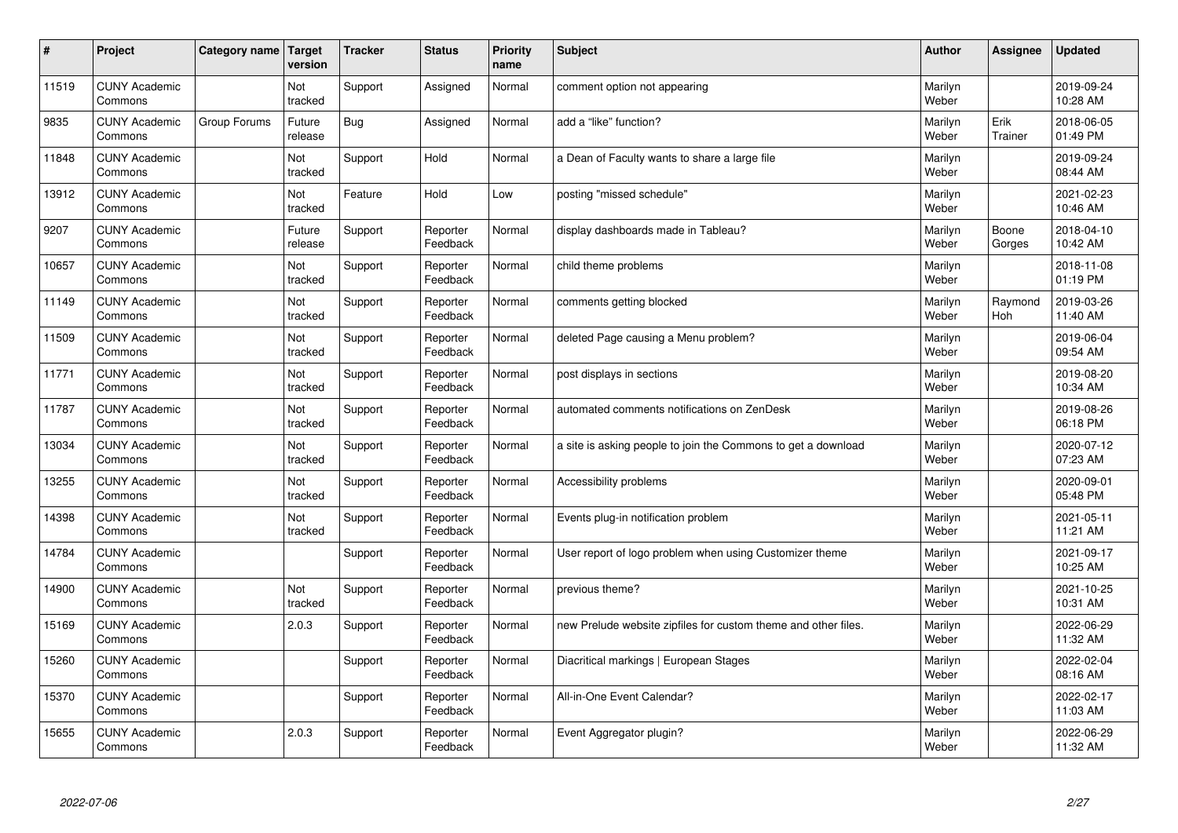| # | Project | Category name | Target version | Tracker | Status | Priority name | Subject | Author | Assignee | Updated |
|---|---|---|---|---|---|---|---|---|---|---|
| 11519 | CUNY Academic Commons | | Not tracked | Support | Assigned | Normal | comment option not appearing | Marilyn Weber | | 2019-09-24 10:28 AM |
| 9835 | CUNY Academic Commons | Group Forums | Future release | Bug | Assigned | Normal | add a "like" function? | Marilyn Weber | Erik Trainer | 2018-06-05 01:49 PM |
| 11848 | CUNY Academic Commons | | Not tracked | Support | Hold | Normal | a Dean of Faculty wants to share a large file | Marilyn Weber | | 2019-09-24 08:44 AM |
| 13912 | CUNY Academic Commons | | Not tracked | Feature | Hold | Low | posting "missed schedule" | Marilyn Weber | | 2021-02-23 10:46 AM |
| 9207 | CUNY Academic Commons | | Future release | Support | Reporter Feedback | Normal | display dashboards made in Tableau? | Marilyn Weber | Boone Gorges | 2018-04-10 10:42 AM |
| 10657 | CUNY Academic Commons | | Not tracked | Support | Reporter Feedback | Normal | child theme problems | Marilyn Weber | | 2018-11-08 01:19 PM |
| 11149 | CUNY Academic Commons | | Not tracked | Support | Reporter Feedback | Normal | comments getting blocked | Marilyn Weber | Raymond Hoh | 2019-03-26 11:40 AM |
| 11509 | CUNY Academic Commons | | Not tracked | Support | Reporter Feedback | Normal | deleted Page causing a Menu problem? | Marilyn Weber | | 2019-06-04 09:54 AM |
| 11771 | CUNY Academic Commons | | Not tracked | Support | Reporter Feedback | Normal | post displays in sections | Marilyn Weber | | 2019-08-20 10:34 AM |
| 11787 | CUNY Academic Commons | | Not tracked | Support | Reporter Feedback | Normal | automated comments notifications on ZenDesk | Marilyn Weber | | 2019-08-26 06:18 PM |
| 13034 | CUNY Academic Commons | | Not tracked | Support | Reporter Feedback | Normal | a site is asking people to join the Commons to get a download | Marilyn Weber | | 2020-07-12 07:23 AM |
| 13255 | CUNY Academic Commons | | Not tracked | Support | Reporter Feedback | Normal | Accessibility problems | Marilyn Weber | | 2020-09-01 05:48 PM |
| 14398 | CUNY Academic Commons | | Not tracked | Support | Reporter Feedback | Normal | Events plug-in notification problem | Marilyn Weber | | 2021-05-11 11:21 AM |
| 14784 | CUNY Academic Commons | | | Support | Reporter Feedback | Normal | User report of logo problem when using Customizer theme | Marilyn Weber | | 2021-09-17 10:25 AM |
| 14900 | CUNY Academic Commons | | Not tracked | Support | Reporter Feedback | Normal | previous theme? | Marilyn Weber | | 2021-10-25 10:31 AM |
| 15169 | CUNY Academic Commons | | 2.0.3 | Support | Reporter Feedback | Normal | new Prelude website zipfiles for custom theme and other files. | Marilyn Weber | | 2022-06-29 11:32 AM |
| 15260 | CUNY Academic Commons | | | Support | Reporter Feedback | Normal | Diacritical markings \| European Stages | Marilyn Weber | | 2022-02-04 08:16 AM |
| 15370 | CUNY Academic Commons | | | Support | Reporter Feedback | Normal | All-in-One Event Calendar? | Marilyn Weber | | 2022-02-17 11:03 AM |
| 15655 | CUNY Academic Commons | | 2.0.3 | Support | Reporter Feedback | Normal | Event Aggregator plugin? | Marilyn Weber | | 2022-06-29 11:32 AM |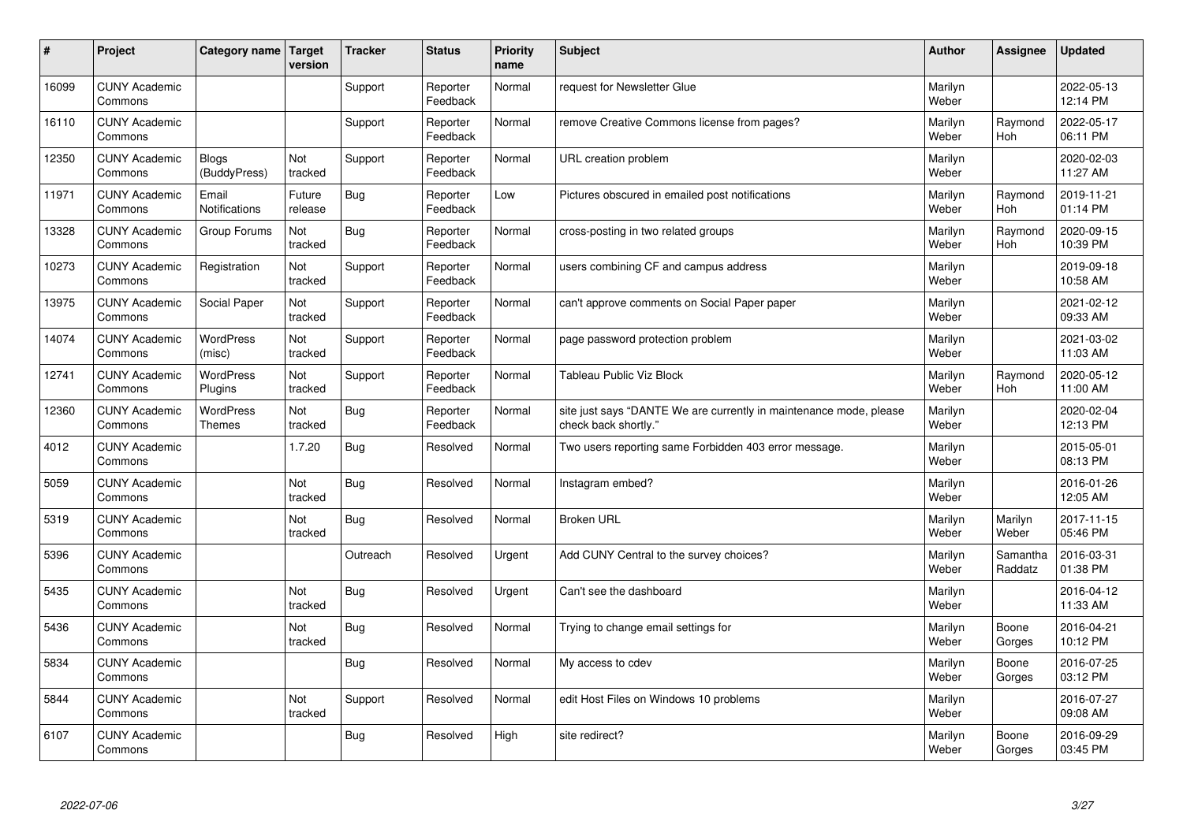| # | Project | Category name | Target version | Tracker | Status | Priority name | Subject | Author | Assignee | Updated |
|---|---|---|---|---|---|---|---|---|---|---|
| 16099 | CUNY Academic Commons | | | Support | Reporter Feedback | Normal | request for Newsletter Glue | Marilyn Weber | | 2022-05-13 12:14 PM |
| 16110 | CUNY Academic Commons | | | Support | Reporter Feedback | Normal | remove Creative Commons license from pages? | Marilyn Weber | Raymond Hoh | 2022-05-17 06:11 PM |
| 12350 | CUNY Academic Commons | Blogs (BuddyPress) | Not tracked | Support | Reporter Feedback | Normal | URL creation problem | Marilyn Weber | | 2020-02-03 11:27 AM |
| 11971 | CUNY Academic Commons | Email Notifications | Future release | Bug | Reporter Feedback | Low | Pictures obscured in emailed post notifications | Marilyn Weber | Raymond Hoh | 2019-11-21 01:14 PM |
| 13328 | CUNY Academic Commons | Group Forums | Not tracked | Bug | Reporter Feedback | Normal | cross-posting in two related groups | Marilyn Weber | Raymond Hoh | 2020-09-15 10:39 PM |
| 10273 | CUNY Academic Commons | Registration | Not tracked | Support | Reporter Feedback | Normal | users combining CF and campus address | Marilyn Weber | | 2019-09-18 10:58 AM |
| 13975 | CUNY Academic Commons | Social Paper | Not tracked | Support | Reporter Feedback | Normal | can't approve comments on Social Paper paper | Marilyn Weber | | 2021-02-12 09:33 AM |
| 14074 | CUNY Academic Commons | WordPress (misc) | Not tracked | Support | Reporter Feedback | Normal | page password protection problem | Marilyn Weber | | 2021-03-02 11:03 AM |
| 12741 | CUNY Academic Commons | WordPress Plugins | Not tracked | Support | Reporter Feedback | Normal | Tableau Public Viz Block | Marilyn Weber | Raymond Hoh | 2020-05-12 11:00 AM |
| 12360 | CUNY Academic Commons | WordPress Themes | Not tracked | Bug | Reporter Feedback | Normal | site just says "DANTE We are currently in maintenance mode, please check back shortly." | Marilyn Weber | | 2020-02-04 12:13 PM |
| 4012 | CUNY Academic Commons | | 1.7.20 | Bug | Resolved | Normal | Two users reporting same Forbidden 403 error message. | Marilyn Weber | | 2015-05-01 08:13 PM |
| 5059 | CUNY Academic Commons | | Not tracked | Bug | Resolved | Normal | Instagram embed? | Marilyn Weber | | 2016-01-26 12:05 AM |
| 5319 | CUNY Academic Commons | | Not tracked | Bug | Resolved | Normal | Broken URL | Marilyn Weber | Marilyn Weber | 2017-11-15 05:46 PM |
| 5396 | CUNY Academic Commons | | | Outreach | Resolved | Urgent | Add CUNY Central to the survey choices? | Marilyn Weber | Samantha Raddatz | 2016-03-31 01:38 PM |
| 5435 | CUNY Academic Commons | | Not tracked | Bug | Resolved | Urgent | Can't see the dashboard | Marilyn Weber | | 2016-04-12 11:33 AM |
| 5436 | CUNY Academic Commons | | Not tracked | Bug | Resolved | Normal | Trying to change email settings for | Marilyn Weber | Boone Gorges | 2016-04-21 10:12 PM |
| 5834 | CUNY Academic Commons | | | Bug | Resolved | Normal | My access to cdev | Marilyn Weber | Boone Gorges | 2016-07-25 03:12 PM |
| 5844 | CUNY Academic Commons | | Not tracked | Support | Resolved | Normal | edit Host Files on Windows 10 problems | Marilyn Weber | | 2016-07-27 09:08 AM |
| 6107 | CUNY Academic Commons | | | Bug | Resolved | High | site redirect? | Marilyn Weber | Boone Gorges | 2016-09-29 03:45 PM |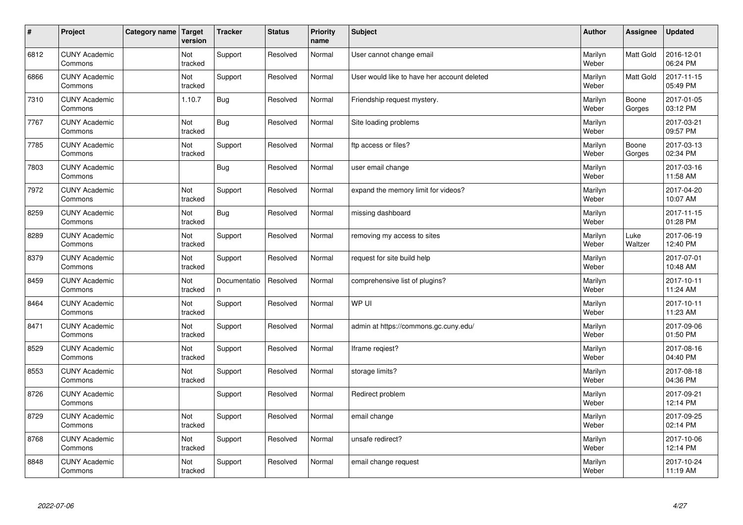| # | Project | Category name | Target version | Tracker | Status | Priority name | Subject | Author | Assignee | Updated |
|---|---|---|---|---|---|---|---|---|---|---|
| 6812 | CUNY Academic Commons | | Not tracked | Support | Resolved | Normal | User cannot change email | Marilyn Weber | Matt Gold | 2016-12-01 06:24 PM |
| 6866 | CUNY Academic Commons | | Not tracked | Support | Resolved | Normal | User would like to have her account deleted | Marilyn Weber | Matt Gold | 2017-11-15 05:49 PM |
| 7310 | CUNY Academic Commons | | 1.10.7 | Bug | Resolved | Normal | Friendship request mystery. | Marilyn Weber | Boone Gorges | 2017-01-05 03:12 PM |
| 7767 | CUNY Academic Commons | | Not tracked | Bug | Resolved | Normal | Site loading problems | Marilyn Weber | | 2017-03-21 09:57 PM |
| 7785 | CUNY Academic Commons | | Not tracked | Support | Resolved | Normal | ftp access or files? | Marilyn Weber | Boone Gorges | 2017-03-13 02:34 PM |
| 7803 | CUNY Academic Commons | | | Bug | Resolved | Normal | user email change | Marilyn Weber | | 2017-03-16 11:58 AM |
| 7972 | CUNY Academic Commons | | Not tracked | Support | Resolved | Normal | expand the memory limit for videos? | Marilyn Weber | | 2017-04-20 10:07 AM |
| 8259 | CUNY Academic Commons | | Not tracked | Bug | Resolved | Normal | missing dashboard | Marilyn Weber | | 2017-11-15 01:28 PM |
| 8289 | CUNY Academic Commons | | Not tracked | Support | Resolved | Normal | removing my access to sites | Marilyn Weber | Luke Waltzer | 2017-06-19 12:40 PM |
| 8379 | CUNY Academic Commons | | Not tracked | Support | Resolved | Normal | request for site build help | Marilyn Weber | | 2017-07-01 10:48 AM |
| 8459 | CUNY Academic Commons | | Not tracked | Documentation | Resolved | Normal | comprehensive list of plugins? | Marilyn Weber | | 2017-10-11 11:24 AM |
| 8464 | CUNY Academic Commons | | Not tracked | Support | Resolved | Normal | WP UI | Marilyn Weber | | 2017-10-11 11:23 AM |
| 8471 | CUNY Academic Commons | | Not tracked | Support | Resolved | Normal | admin at https://commons.gc.cuny.edu/ | Marilyn Weber | | 2017-09-06 01:50 PM |
| 8529 | CUNY Academic Commons | | Not tracked | Support | Resolved | Normal | Iframe reqiest? | Marilyn Weber | | 2017-08-16 04:40 PM |
| 8553 | CUNY Academic Commons | | Not tracked | Support | Resolved | Normal | storage limits? | Marilyn Weber | | 2017-08-18 04:36 PM |
| 8726 | CUNY Academic Commons | | | Support | Resolved | Normal | Redirect problem | Marilyn Weber | | 2017-09-21 12:14 PM |
| 8729 | CUNY Academic Commons | | Not tracked | Support | Resolved | Normal | email change | Marilyn Weber | | 2017-09-25 02:14 PM |
| 8768 | CUNY Academic Commons | | Not tracked | Support | Resolved | Normal | unsafe redirect? | Marilyn Weber | | 2017-10-06 12:14 PM |
| 8848 | CUNY Academic Commons | | Not tracked | Support | Resolved | Normal | email change request | Marilyn Weber | | 2017-10-24 11:19 AM |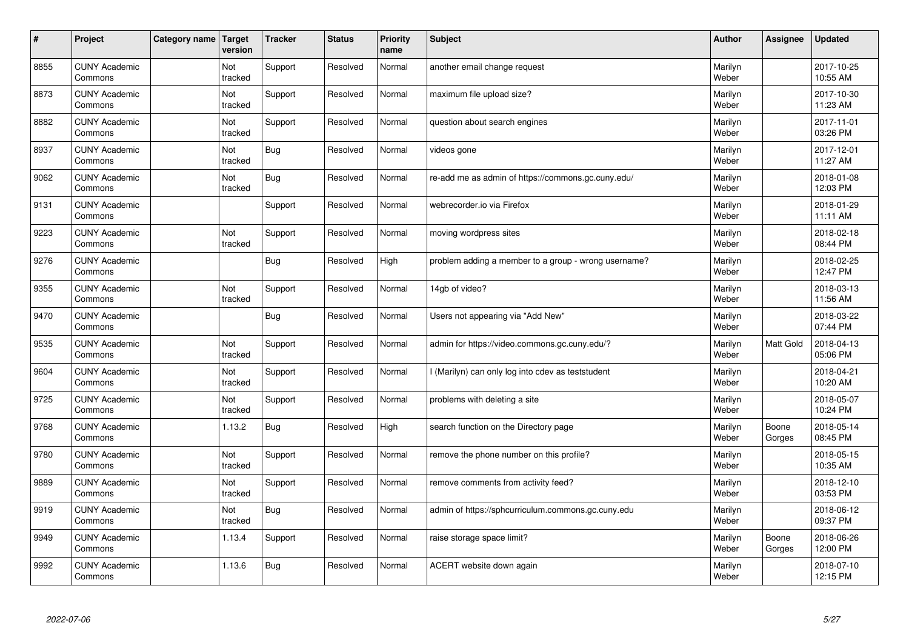| # | Project | Category name | Target version | Tracker | Status | Priority name | Subject | Author | Assignee | Updated |
|---|---|---|---|---|---|---|---|---|---|---|
| 8855 | CUNY Academic Commons | | Not tracked | Support | Resolved | Normal | another email change request | Marilyn Weber | | 2017-10-25 10:55 AM |
| 8873 | CUNY Academic Commons | | Not tracked | Support | Resolved | Normal | maximum file upload size? | Marilyn Weber | | 2017-10-30 11:23 AM |
| 8882 | CUNY Academic Commons | | Not tracked | Support | Resolved | Normal | question about search engines | Marilyn Weber | | 2017-11-01 03:26 PM |
| 8937 | CUNY Academic Commons | | Not tracked | Bug | Resolved | Normal | videos gone | Marilyn Weber | | 2017-12-01 11:27 AM |
| 9062 | CUNY Academic Commons | | Not tracked | Bug | Resolved | Normal | re-add me as admin of https://commons.gc.cuny.edu/ | Marilyn Weber | | 2018-01-08 12:03 PM |
| 9131 | CUNY Academic Commons | | | Support | Resolved | Normal | webrecorder.io via Firefox | Marilyn Weber | | 2018-01-29 11:11 AM |
| 9223 | CUNY Academic Commons | | Not tracked | Support | Resolved | Normal | moving wordpress sites | Marilyn Weber | | 2018-02-18 08:44 PM |
| 9276 | CUNY Academic Commons | | | Bug | Resolved | High | problem adding a member to a group - wrong username? | Marilyn Weber | | 2018-02-25 12:47 PM |
| 9355 | CUNY Academic Commons | | Not tracked | Support | Resolved | Normal | 14gb of video? | Marilyn Weber | | 2018-03-13 11:56 AM |
| 9470 | CUNY Academic Commons | | | Bug | Resolved | Normal | Users not appearing via "Add New" | Marilyn Weber | | 2018-03-22 07:44 PM |
| 9535 | CUNY Academic Commons | | Not tracked | Support | Resolved | Normal | admin for https://video.commons.gc.cuny.edu/? | Marilyn Weber | Matt Gold | 2018-04-13 05:06 PM |
| 9604 | CUNY Academic Commons | | Not tracked | Support | Resolved | Normal | I (Marilyn) can only log into cdev as teststudent | Marilyn Weber | | 2018-04-21 10:20 AM |
| 9725 | CUNY Academic Commons | | Not tracked | Support | Resolved | Normal | problems with deleting a site | Marilyn Weber | | 2018-05-07 10:24 PM |
| 9768 | CUNY Academic Commons | | 1.13.2 | Bug | Resolved | High | search function on the Directory page | Marilyn Weber | Boone Gorges | 2018-05-14 08:45 PM |
| 9780 | CUNY Academic Commons | | Not tracked | Support | Resolved | Normal | remove the phone number on this profile? | Marilyn Weber | | 2018-05-15 10:35 AM |
| 9889 | CUNY Academic Commons | | Not tracked | Support | Resolved | Normal | remove comments from activity feed? | Marilyn Weber | | 2018-12-10 03:53 PM |
| 9919 | CUNY Academic Commons | | Not tracked | Bug | Resolved | Normal | admin of https://sphcurriculum.commons.gc.cuny.edu | Marilyn Weber | | 2018-06-12 09:37 PM |
| 9949 | CUNY Academic Commons | | 1.13.4 | Support | Resolved | Normal | raise storage space limit? | Marilyn Weber | Boone Gorges | 2018-06-26 12:00 PM |
| 9992 | CUNY Academic Commons | | 1.13.6 | Bug | Resolved | Normal | ACERT website down again | Marilyn Weber | | 2018-07-10 12:15 PM |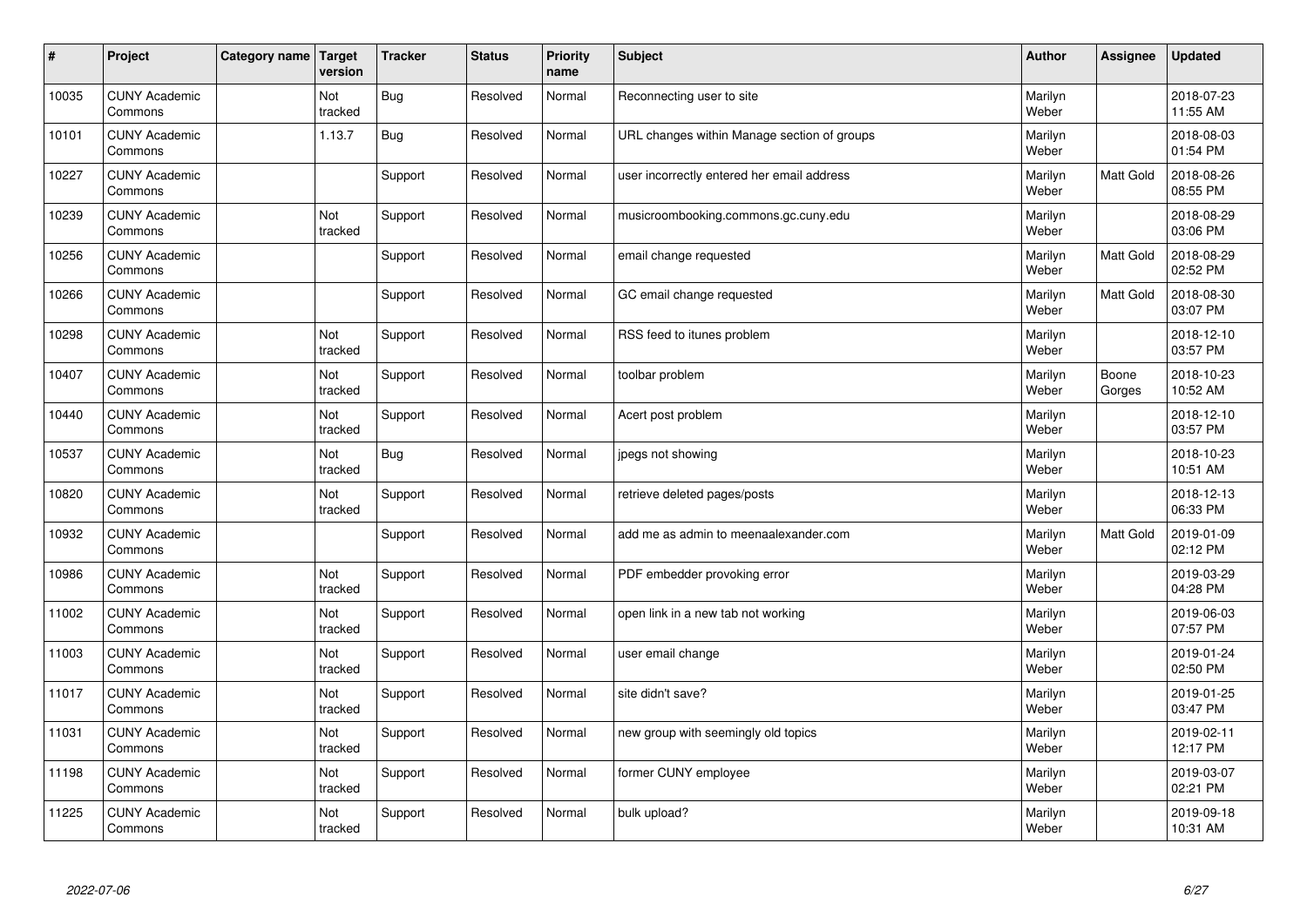| # | Project | Category name | Target version | Tracker | Status | Priority name | Subject | Author | Assignee | Updated |
|---|---|---|---|---|---|---|---|---|---|---|
| 10035 | CUNY Academic Commons | | Not tracked | Bug | Resolved | Normal | Reconnecting user to site | Marilyn Weber | | 2018-07-23 11:55 AM |
| 10101 | CUNY Academic Commons | | 1.13.7 | Bug | Resolved | Normal | URL changes within Manage section of groups | Marilyn Weber | | 2018-08-03 01:54 PM |
| 10227 | CUNY Academic Commons | | | Support | Resolved | Normal | user incorrectly entered her email address | Marilyn Weber | Matt Gold | 2018-08-26 08:55 PM |
| 10239 | CUNY Academic Commons | | Not tracked | Support | Resolved | Normal | musicroombooking.commons.gc.cuny.edu | Marilyn Weber | | 2018-08-29 03:06 PM |
| 10256 | CUNY Academic Commons | | | Support | Resolved | Normal | email change requested | Marilyn Weber | Matt Gold | 2018-08-29 02:52 PM |
| 10266 | CUNY Academic Commons | | | Support | Resolved | Normal | GC email change requested | Marilyn Weber | Matt Gold | 2018-08-30 03:07 PM |
| 10298 | CUNY Academic Commons | | Not tracked | Support | Resolved | Normal | RSS feed to itunes problem | Marilyn Weber | | 2018-12-10 03:57 PM |
| 10407 | CUNY Academic Commons | | Not tracked | Support | Resolved | Normal | toolbar problem | Marilyn Weber | Boone Gorges | 2018-10-23 10:52 AM |
| 10440 | CUNY Academic Commons | | Not tracked | Support | Resolved | Normal | Acert post problem | Marilyn Weber | | 2018-12-10 03:57 PM |
| 10537 | CUNY Academic Commons | | Not tracked | Bug | Resolved | Normal | jpegs not showing | Marilyn Weber | | 2018-10-23 10:51 AM |
| 10820 | CUNY Academic Commons | | Not tracked | Support | Resolved | Normal | retrieve deleted pages/posts | Marilyn Weber | | 2018-12-13 06:33 PM |
| 10932 | CUNY Academic Commons | | | Support | Resolved | Normal | add me as admin to meenaalexander.com | Marilyn Weber | Matt Gold | 2019-01-09 02:12 PM |
| 10986 | CUNY Academic Commons | | Not tracked | Support | Resolved | Normal | PDF embedder provoking error | Marilyn Weber | | 2019-03-29 04:28 PM |
| 11002 | CUNY Academic Commons | | Not tracked | Support | Resolved | Normal | open link in a new tab not working | Marilyn Weber | | 2019-06-03 07:57 PM |
| 11003 | CUNY Academic Commons | | Not tracked | Support | Resolved | Normal | user email change | Marilyn Weber | | 2019-01-24 02:50 PM |
| 11017 | CUNY Academic Commons | | Not tracked | Support | Resolved | Normal | site didn't save? | Marilyn Weber | | 2019-01-25 03:47 PM |
| 11031 | CUNY Academic Commons | | Not tracked | Support | Resolved | Normal | new group with seemingly old topics | Marilyn Weber | | 2019-02-11 12:17 PM |
| 11198 | CUNY Academic Commons | | Not tracked | Support | Resolved | Normal | former CUNY employee | Marilyn Weber | | 2019-03-07 02:21 PM |
| 11225 | CUNY Academic Commons | | Not tracked | Support | Resolved | Normal | bulk upload? | Marilyn Weber | | 2019-09-18 10:31 AM |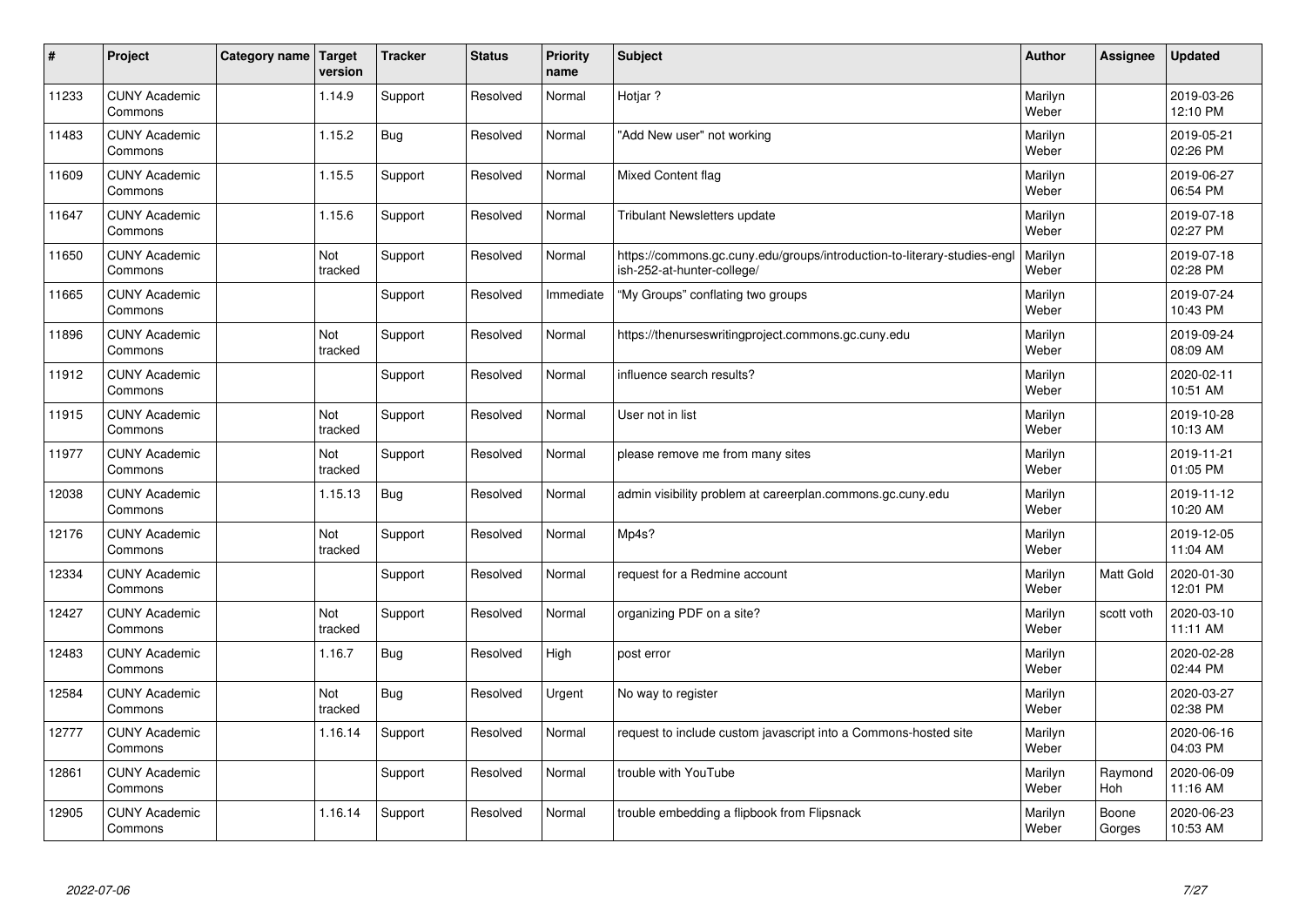| # | Project | Category name | Target version | Tracker | Status | Priority name | Subject | Author | Assignee | Updated |
|---|---|---|---|---|---|---|---|---|---|---|
| 11233 | CUNY Academic Commons | | 1.14.9 | Support | Resolved | Normal | Hotjar ? | Marilyn Weber | | 2019-03-26 12:10 PM |
| 11483 | CUNY Academic Commons | | 1.15.2 | Bug | Resolved | Normal | "Add New user" not working | Marilyn Weber | | 2019-05-21 02:26 PM |
| 11609 | CUNY Academic Commons | | 1.15.5 | Support | Resolved | Normal | Mixed Content flag | Marilyn Weber | | 2019-06-27 06:54 PM |
| 11647 | CUNY Academic Commons | | 1.15.6 | Support | Resolved | Normal | Tribulant Newsletters update | Marilyn Weber | | 2019-07-18 02:27 PM |
| 11650 | CUNY Academic Commons | | Not tracked | Support | Resolved | Normal | https://commons.gc.cuny.edu/groups/introduction-to-literary-studies-english-252-at-hunter-college/ | Marilyn Weber | | 2019-07-18 02:28 PM |
| 11665 | CUNY Academic Commons | | | Support | Resolved | Immediate | "My Groups" conflating two groups | Marilyn Weber | | 2019-07-24 10:43 PM |
| 11896 | CUNY Academic Commons | | Not tracked | Support | Resolved | Normal | https://thenurseswritingproject.commons.gc.cuny.edu | Marilyn Weber | | 2019-09-24 08:09 AM |
| 11912 | CUNY Academic Commons | | | Support | Resolved | Normal | influence search results? | Marilyn Weber | | 2020-02-11 10:51 AM |
| 11915 | CUNY Academic Commons | | Not tracked | Support | Resolved | Normal | User not in list | Marilyn Weber | | 2019-10-28 10:13 AM |
| 11977 | CUNY Academic Commons | | Not tracked | Support | Resolved | Normal | please remove me from many sites | Marilyn Weber | | 2019-11-21 01:05 PM |
| 12038 | CUNY Academic Commons | | 1.15.13 | Bug | Resolved | Normal | admin visibility problem at careerplan.commons.gc.cuny.edu | Marilyn Weber | | 2019-11-12 10:20 AM |
| 12176 | CUNY Academic Commons | | Not tracked | Support | Resolved | Normal | Mp4s? | Marilyn Weber | | 2019-12-05 11:04 AM |
| 12334 | CUNY Academic Commons | | | Support | Resolved | Normal | request for a Redmine account | Marilyn Weber | Matt Gold | 2020-01-30 12:01 PM |
| 12427 | CUNY Academic Commons | | Not tracked | Support | Resolved | Normal | organizing PDF on a site? | Marilyn Weber | scott voth | 2020-03-10 11:11 AM |
| 12483 | CUNY Academic Commons | | 1.16.7 | Bug | Resolved | High | post error | Marilyn Weber | | 2020-02-28 02:44 PM |
| 12584 | CUNY Academic Commons | | Not tracked | Bug | Resolved | Urgent | No way to register | Marilyn Weber | | 2020-03-27 02:38 PM |
| 12777 | CUNY Academic Commons | | 1.16.14 | Support | Resolved | Normal | request to include custom javascript into a Commons-hosted site | Marilyn Weber | | 2020-06-16 04:03 PM |
| 12861 | CUNY Academic Commons | | | Support | Resolved | Normal | trouble with YouTube | Marilyn Weber | Raymond Hoh | 2020-06-09 11:16 AM |
| 12905 | CUNY Academic Commons | | 1.16.14 | Support | Resolved | Normal | trouble embedding a flipbook from Flipsnack | Marilyn Weber | Boone Gorges | 2020-06-23 10:53 AM |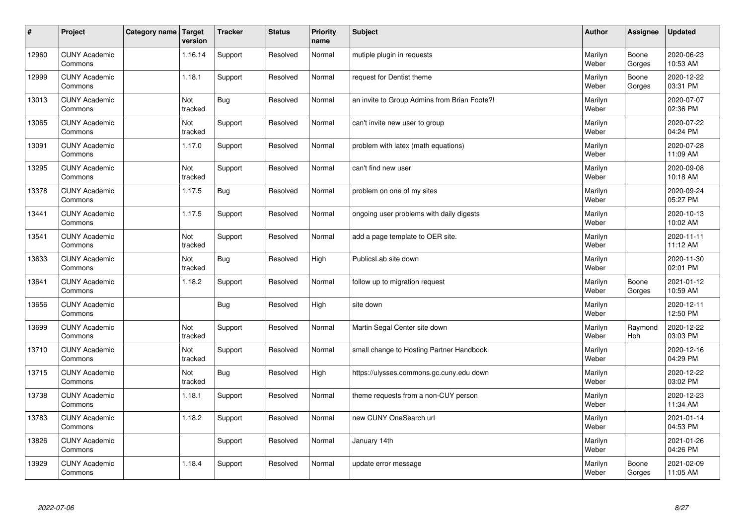| # | Project | Category name | Target version | Tracker | Status | Priority name | Subject | Author | Assignee | Updated |
|---|---|---|---|---|---|---|---|---|---|---|
| 12960 | CUNY Academic Commons | | 1.16.14 | Support | Resolved | Normal | mutiple plugin in requests | Marilyn Weber | Boone Gorges | 2020-06-23 10:53 AM |
| 12999 | CUNY Academic Commons | | 1.18.1 | Support | Resolved | Normal | request for Dentist theme | Marilyn Weber | Boone Gorges | 2020-12-22 03:31 PM |
| 13013 | CUNY Academic Commons | | Not tracked | Bug | Resolved | Normal | an invite to Group Admins from Brian Foote?! | Marilyn Weber | | 2020-07-07 02:36 PM |
| 13065 | CUNY Academic Commons | | Not tracked | Support | Resolved | Normal | can't invite new user to group | Marilyn Weber | | 2020-07-22 04:24 PM |
| 13091 | CUNY Academic Commons | | 1.17.0 | Support | Resolved | Normal | problem with latex (math equations) | Marilyn Weber | | 2020-07-28 11:09 AM |
| 13295 | CUNY Academic Commons | | Not tracked | Support | Resolved | Normal | can't find new user | Marilyn Weber | | 2020-09-08 10:18 AM |
| 13378 | CUNY Academic Commons | | 1.17.5 | Bug | Resolved | Normal | problem on one of my sites | Marilyn Weber | | 2020-09-24 05:27 PM |
| 13441 | CUNY Academic Commons | | 1.17.5 | Support | Resolved | Normal | ongoing user problems with daily digests | Marilyn Weber | | 2020-10-13 10:02 AM |
| 13541 | CUNY Academic Commons | | Not tracked | Support | Resolved | Normal | add a page template to OER site. | Marilyn Weber | | 2020-11-11 11:12 AM |
| 13633 | CUNY Academic Commons | | Not tracked | Bug | Resolved | High | PublicsLab site down | Marilyn Weber | | 2020-11-30 02:01 PM |
| 13641 | CUNY Academic Commons | | 1.18.2 | Support | Resolved | Normal | follow up to migration request | Marilyn Weber | Boone Gorges | 2021-01-12 10:59 AM |
| 13656 | CUNY Academic Commons | | | Bug | Resolved | High | site down | Marilyn Weber | | 2020-12-11 12:50 PM |
| 13699 | CUNY Academic Commons | | Not tracked | Support | Resolved | Normal | Martin Segal Center site down | Marilyn Weber | Raymond Hoh | 2020-12-22 03:03 PM |
| 13710 | CUNY Academic Commons | | Not tracked | Support | Resolved | Normal | small change to Hosting Partner Handbook | Marilyn Weber | | 2020-12-16 04:29 PM |
| 13715 | CUNY Academic Commons | | Not tracked | Bug | Resolved | High | https://ulysses.commons.gc.cuny.edu down | Marilyn Weber | | 2020-12-22 03:02 PM |
| 13738 | CUNY Academic Commons | | 1.18.1 | Support | Resolved | Normal | theme requests from a non-CUY person | Marilyn Weber | | 2020-12-23 11:34 AM |
| 13783 | CUNY Academic Commons | | 1.18.2 | Support | Resolved | Normal | new CUNY OneSearch url | Marilyn Weber | | 2021-01-14 04:53 PM |
| 13826 | CUNY Academic Commons | | | Support | Resolved | Normal | January 14th | Marilyn Weber | | 2021-01-26 04:26 PM |
| 13929 | CUNY Academic Commons | | 1.18.4 | Support | Resolved | Normal | update error message | Marilyn Weber | Boone Gorges | 2021-02-09 11:05 AM |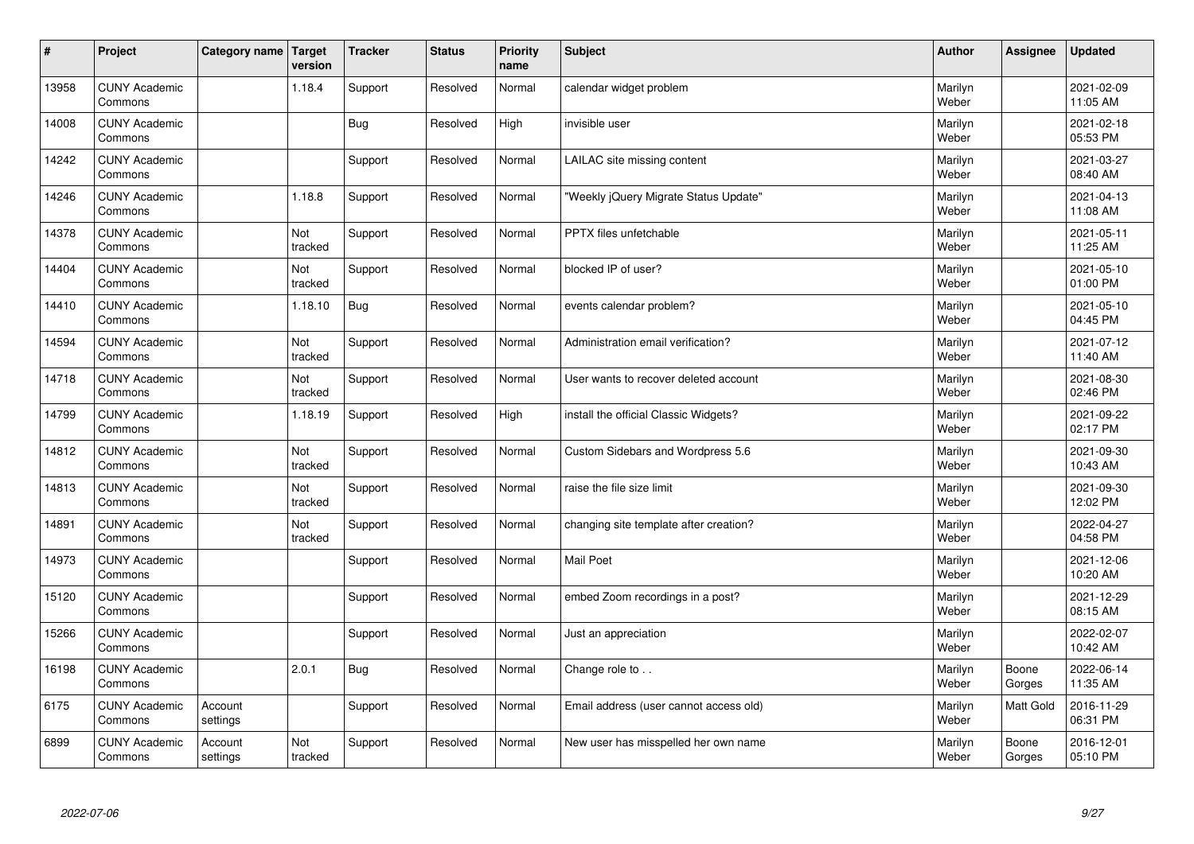| # | Project | Category name | Target version | Tracker | Status | Priority name | Subject | Author | Assignee | Updated |
|---|---|---|---|---|---|---|---|---|---|---|
| 13958 | CUNY Academic Commons | | 1.18.4 | Support | Resolved | Normal | calendar widget problem | Marilyn Weber | | 2021-02-09 11:05 AM |
| 14008 | CUNY Academic Commons | | | Bug | Resolved | High | invisible user | Marilyn Weber | | 2021-02-18 05:53 PM |
| 14242 | CUNY Academic Commons | | | Support | Resolved | Normal | LAILAC site missing content | Marilyn Weber | | 2021-03-27 08:40 AM |
| 14246 | CUNY Academic Commons | | 1.18.8 | Support | Resolved | Normal | "Weekly jQuery Migrate Status Update" | Marilyn Weber | | 2021-04-13 11:08 AM |
| 14378 | CUNY Academic Commons | | Not tracked | Support | Resolved | Normal | PPTX files unfetchable | Marilyn Weber | | 2021-05-11 11:25 AM |
| 14404 | CUNY Academic Commons | | Not tracked | Support | Resolved | Normal | blocked IP of user? | Marilyn Weber | | 2021-05-10 01:00 PM |
| 14410 | CUNY Academic Commons | | 1.18.10 | Bug | Resolved | Normal | events calendar problem? | Marilyn Weber | | 2021-05-10 04:45 PM |
| 14594 | CUNY Academic Commons | | Not tracked | Support | Resolved | Normal | Administration email verification? | Marilyn Weber | | 2021-07-12 11:40 AM |
| 14718 | CUNY Academic Commons | | Not tracked | Support | Resolved | Normal | User wants to recover deleted account | Marilyn Weber | | 2021-08-30 02:46 PM |
| 14799 | CUNY Academic Commons | | 1.18.19 | Support | Resolved | High | install the official Classic Widgets? | Marilyn Weber | | 2021-09-22 02:17 PM |
| 14812 | CUNY Academic Commons | | Not tracked | Support | Resolved | Normal | Custom Sidebars and Wordpress 5.6 | Marilyn Weber | | 2021-09-30 10:43 AM |
| 14813 | CUNY Academic Commons | | Not tracked | Support | Resolved | Normal | raise the file size limit | Marilyn Weber | | 2021-09-30 12:02 PM |
| 14891 | CUNY Academic Commons | | Not tracked | Support | Resolved | Normal | changing site template after creation? | Marilyn Weber | | 2022-04-27 04:58 PM |
| 14973 | CUNY Academic Commons | | | Support | Resolved | Normal | Mail Poet | Marilyn Weber | | 2021-12-06 10:20 AM |
| 15120 | CUNY Academic Commons | | | Support | Resolved | Normal | embed Zoom recordings in a post? | Marilyn Weber | | 2021-12-29 08:15 AM |
| 15266 | CUNY Academic Commons | | | Support | Resolved | Normal | Just an appreciation | Marilyn Weber | | 2022-02-07 10:42 AM |
| 16198 | CUNY Academic Commons | | 2.0.1 | Bug | Resolved | Normal | Change role to . . | Marilyn Weber | Boone Gorges | 2022-06-14 11:35 AM |
| 6175 | CUNY Academic Commons | Account settings | | Support | Resolved | Normal | Email address (user cannot access old) | Marilyn Weber | Matt Gold | 2016-11-29 06:31 PM |
| 6899 | CUNY Academic Commons | Account settings | Not tracked | Support | Resolved | Normal | New user has misspelled her own name | Marilyn Weber | Boone Gorges | 2016-12-01 05:10 PM |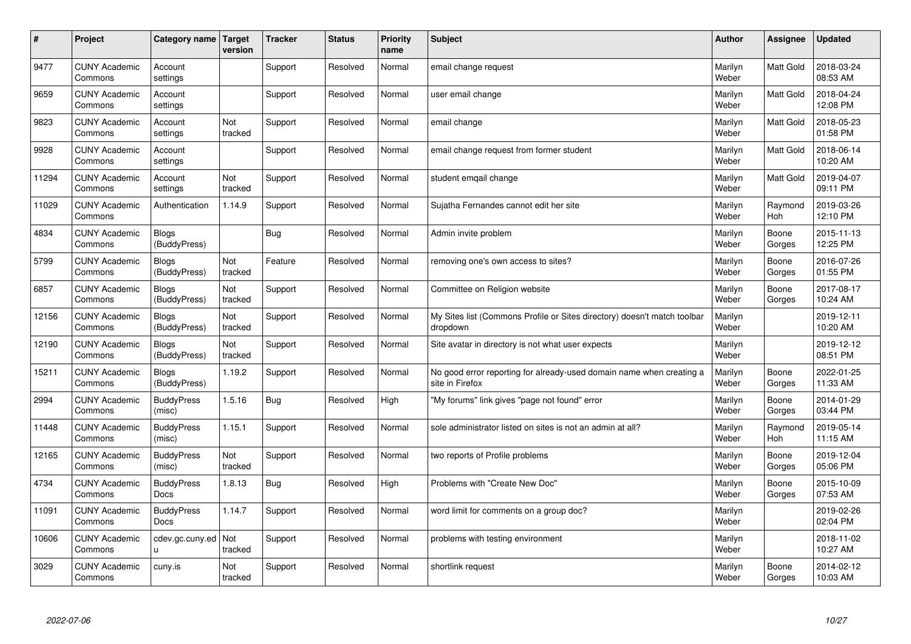| # | Project | Category name | Target version | Tracker | Status | Priority name | Subject | Author | Assignee | Updated |
|---|---|---|---|---|---|---|---|---|---|---|
| 9477 | CUNY Academic Commons | Account settings | | Support | Resolved | Normal | email change request | Marilyn Weber | Matt Gold | 2018-03-24 08:53 AM |
| 9659 | CUNY Academic Commons | Account settings | | Support | Resolved | Normal | user email change | Marilyn Weber | Matt Gold | 2018-04-24 12:08 PM |
| 9823 | CUNY Academic Commons | Account settings | Not tracked | Support | Resolved | Normal | email change | Marilyn Weber | Matt Gold | 2018-05-23 01:58 PM |
| 9928 | CUNY Academic Commons | Account settings | | Support | Resolved | Normal | email change request from former student | Marilyn Weber | Matt Gold | 2018-06-14 10:20 AM |
| 11294 | CUNY Academic Commons | Account settings | Not tracked | Support | Resolved | Normal | student emqail change | Marilyn Weber | Matt Gold | 2019-04-07 09:11 PM |
| 11029 | CUNY Academic Commons | Authentication | 1.14.9 | Support | Resolved | Normal | Sujatha Fernandes cannot edit her site | Marilyn Weber | Raymond Hoh | 2019-03-26 12:10 PM |
| 4834 | CUNY Academic Commons | Blogs (BuddyPress) | | Bug | Resolved | Normal | Admin invite problem | Marilyn Weber | Boone Gorges | 2015-11-13 12:25 PM |
| 5799 | CUNY Academic Commons | Blogs (BuddyPress) | Not tracked | Feature | Resolved | Normal | removing one's own access to sites? | Marilyn Weber | Boone Gorges | 2016-07-26 01:55 PM |
| 6857 | CUNY Academic Commons | Blogs (BuddyPress) | Not tracked | Support | Resolved | Normal | Committee on Religion website | Marilyn Weber | Boone Gorges | 2017-08-17 10:24 AM |
| 12156 | CUNY Academic Commons | Blogs (BuddyPress) | Not tracked | Support | Resolved | Normal | My Sites list (Commons Profile or Sites directory) doesn't match toolbar dropdown | Marilyn Weber | | 2019-12-11 10:20 AM |
| 12190 | CUNY Academic Commons | Blogs (BuddyPress) | Not tracked | Support | Resolved | Normal | Site avatar in directory is not what user expects | Marilyn Weber | | 2019-12-12 08:51 PM |
| 15211 | CUNY Academic Commons | Blogs (BuddyPress) | 1.19.2 | Support | Resolved | Normal | No good error reporting for already-used domain name when creating a site in Firefox | Marilyn Weber | Boone Gorges | 2022-01-25 11:33 AM |
| 2994 | CUNY Academic Commons | BuddyPress (misc) | 1.5.16 | Bug | Resolved | High | "My forums" link gives "page not found" error | Marilyn Weber | Boone Gorges | 2014-01-29 03:44 PM |
| 11448 | CUNY Academic Commons | BuddyPress (misc) | 1.15.1 | Support | Resolved | Normal | sole administrator listed on sites is not an admin at all? | Marilyn Weber | Raymond Hoh | 2019-05-14 11:15 AM |
| 12165 | CUNY Academic Commons | BuddyPress (misc) | Not tracked | Support | Resolved | Normal | two reports of Profile problems | Marilyn Weber | Boone Gorges | 2019-12-04 05:06 PM |
| 4734 | CUNY Academic Commons | BuddyPress Docs | 1.8.13 | Bug | Resolved | High | Problems with "Create New Doc" | Marilyn Weber | Boone Gorges | 2015-10-09 07:53 AM |
| 11091 | CUNY Academic Commons | BuddyPress Docs | 1.14.7 | Support | Resolved | Normal | word limit for comments on a group doc? | Marilyn Weber | | 2019-02-26 02:04 PM |
| 10606 | CUNY Academic Commons | cdev.gc.cuny.edu | Not tracked | Support | Resolved | Normal | problems with testing environment | Marilyn Weber | | 2018-11-02 10:27 AM |
| 3029 | CUNY Academic Commons | cuny.is | Not tracked | Support | Resolved | Normal | shortlink request | Marilyn Weber | Boone Gorges | 2014-02-12 10:03 AM |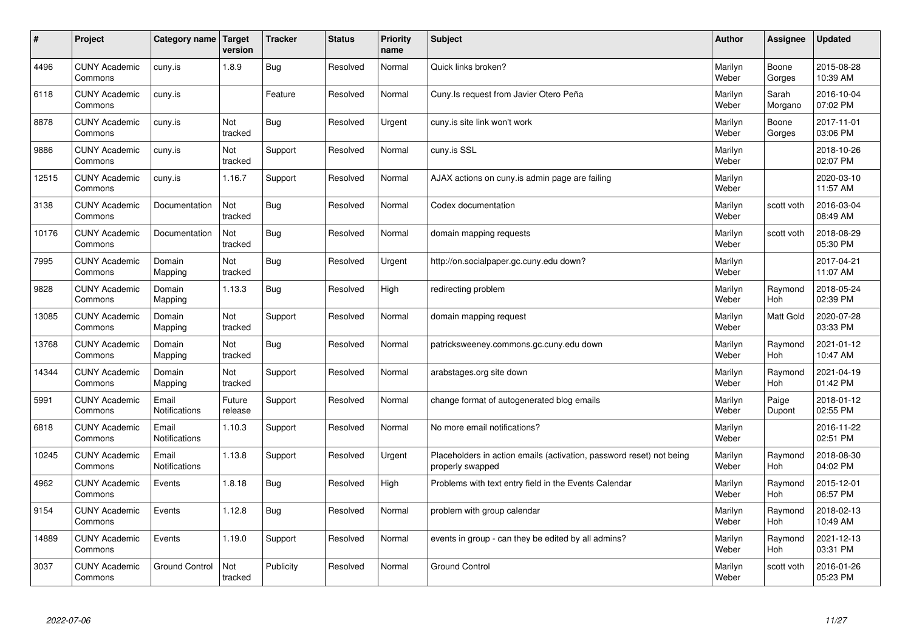| # | Project | Category name | Target version | Tracker | Status | Priority name | Subject | Author | Assignee | Updated |
|---|---|---|---|---|---|---|---|---|---|---|
| 4496 | CUNY Academic Commons | cuny.is | 1.8.9 | Bug | Resolved | Normal | Quick links broken? | Marilyn Weber | Boone Gorges | 2015-08-28 10:39 AM |
| 6118 | CUNY Academic Commons | cuny.is | | Feature | Resolved | Normal | Cuny.Is request from Javier Otero Peña | Marilyn Weber | Sarah Morgano | 2016-10-04 07:02 PM |
| 8878 | CUNY Academic Commons | cuny.is | Not tracked | Bug | Resolved | Urgent | cuny.is site link won't work | Marilyn Weber | Boone Gorges | 2017-11-01 03:06 PM |
| 9886 | CUNY Academic Commons | cuny.is | Not tracked | Support | Resolved | Normal | cuny.is SSL | Marilyn Weber | | 2018-10-26 02:07 PM |
| 12515 | CUNY Academic Commons | cuny.is | 1.16.7 | Support | Resolved | Normal | AJAX actions on cuny.is admin page are failing | Marilyn Weber | | 2020-03-10 11:57 AM |
| 3138 | CUNY Academic Commons | Documentation | Not tracked | Bug | Resolved | Normal | Codex documentation | Marilyn Weber | scott voth | 2016-03-04 08:49 AM |
| 10176 | CUNY Academic Commons | Documentation | Not tracked | Bug | Resolved | Normal | domain mapping requests | Marilyn Weber | scott voth | 2018-08-29 05:30 PM |
| 7995 | CUNY Academic Commons | Domain Mapping | Not tracked | Bug | Resolved | Urgent | http://on.socialpaper.gc.cuny.edu down? | Marilyn Weber | | 2017-04-21 11:07 AM |
| 9828 | CUNY Academic Commons | Domain Mapping | 1.13.3 | Bug | Resolved | High | redirecting problem | Marilyn Weber | Raymond Hoh | 2018-05-24 02:39 PM |
| 13085 | CUNY Academic Commons | Domain Mapping | Not tracked | Support | Resolved | Normal | domain mapping request | Marilyn Weber | Matt Gold | 2020-07-28 03:33 PM |
| 13768 | CUNY Academic Commons | Domain Mapping | Not tracked | Bug | Resolved | Normal | patricksweeney.commons.gc.cuny.edu down | Marilyn Weber | Raymond Hoh | 2021-01-12 10:47 AM |
| 14344 | CUNY Academic Commons | Domain Mapping | Not tracked | Support | Resolved | Normal | arabstages.org site down | Marilyn Weber | Raymond Hoh | 2021-04-19 01:42 PM |
| 5991 | CUNY Academic Commons | Email Notifications | Future release | Support | Resolved | Normal | change format of autogenerated blog emails | Marilyn Weber | Paige Dupont | 2018-01-12 02:55 PM |
| 6818 | CUNY Academic Commons | Email Notifications | 1.10.3 | Support | Resolved | Normal | No more email notifications? | Marilyn Weber | | 2016-11-22 02:51 PM |
| 10245 | CUNY Academic Commons | Email Notifications | 1.13.8 | Support | Resolved | Urgent | Placeholders in action emails (activation, password reset) not being properly swapped | Marilyn Weber | Raymond Hoh | 2018-08-30 04:02 PM |
| 4962 | CUNY Academic Commons | Events | 1.8.18 | Bug | Resolved | High | Problems with text entry field in the Events Calendar | Marilyn Weber | Raymond Hoh | 2015-12-01 06:57 PM |
| 9154 | CUNY Academic Commons | Events | 1.12.8 | Bug | Resolved | Normal | problem with group calendar | Marilyn Weber | Raymond Hoh | 2018-02-13 10:49 AM |
| 14889 | CUNY Academic Commons | Events | 1.19.0 | Support | Resolved | Normal | events in group - can they be edited by all admins? | Marilyn Weber | Raymond Hoh | 2021-12-13 03:31 PM |
| 3037 | CUNY Academic Commons | Ground Control | Not tracked | Publicity | Resolved | Normal | Ground Control | Marilyn Weber | scott voth | 2016-01-26 05:23 PM |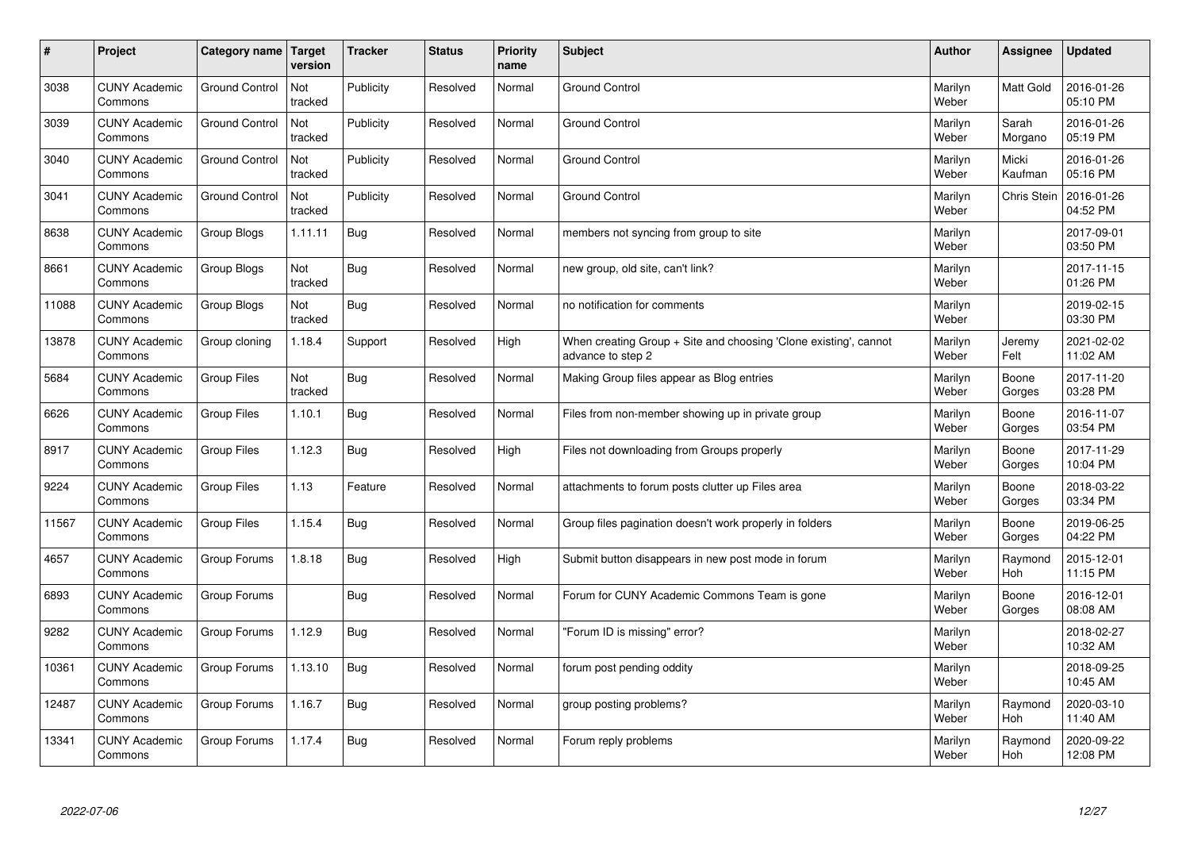| # | Project | Category name | Target version | Tracker | Status | Priority name | Subject | Author | Assignee | Updated |
|---|---|---|---|---|---|---|---|---|---|---|
| 3038 | CUNY Academic Commons | Ground Control | Not tracked | Publicity | Resolved | Normal | Ground Control | Marilyn Weber | Matt Gold | 2016-01-26 05:10 PM |
| 3039 | CUNY Academic Commons | Ground Control | Not tracked | Publicity | Resolved | Normal | Ground Control | Marilyn Weber | Sarah Morgano | 2016-01-26 05:19 PM |
| 3040 | CUNY Academic Commons | Ground Control | Not tracked | Publicity | Resolved | Normal | Ground Control | Marilyn Weber | Micki Kaufman | 2016-01-26 05:16 PM |
| 3041 | CUNY Academic Commons | Ground Control | Not tracked | Publicity | Resolved | Normal | Ground Control | Marilyn Weber | Chris Stein | 2016-01-26 04:52 PM |
| 8638 | CUNY Academic Commons | Group Blogs | 1.11.11 | Bug | Resolved | Normal | members not syncing from group to site | Marilyn Weber | | 2017-09-01 03:50 PM |
| 8661 | CUNY Academic Commons | Group Blogs | Not tracked | Bug | Resolved | Normal | new group, old site, can't link? | Marilyn Weber | | 2017-11-15 01:26 PM |
| 11088 | CUNY Academic Commons | Group Blogs | Not tracked | Bug | Resolved | Normal | no notification for comments | Marilyn Weber | | 2019-02-15 03:30 PM |
| 13878 | CUNY Academic Commons | Group cloning | 1.18.4 | Support | Resolved | High | When creating Group + Site and choosing 'Clone existing', cannot advance to step 2 | Marilyn Weber | Jeremy Felt | 2021-02-02 11:02 AM |
| 5684 | CUNY Academic Commons | Group Files | Not tracked | Bug | Resolved | Normal | Making Group files appear as Blog entries | Marilyn Weber | Boone Gorges | 2017-11-20 03:28 PM |
| 6626 | CUNY Academic Commons | Group Files | 1.10.1 | Bug | Resolved | Normal | Files from non-member showing up in private group | Marilyn Weber | Boone Gorges | 2016-11-07 03:54 PM |
| 8917 | CUNY Academic Commons | Group Files | 1.12.3 | Bug | Resolved | High | Files not downloading from Groups properly | Marilyn Weber | Boone Gorges | 2017-11-29 10:04 PM |
| 9224 | CUNY Academic Commons | Group Files | 1.13 | Feature | Resolved | Normal | attachments to forum posts clutter up Files area | Marilyn Weber | Boone Gorges | 2018-03-22 03:34 PM |
| 11567 | CUNY Academic Commons | Group Files | 1.15.4 | Bug | Resolved | Normal | Group files pagination doesn't work properly in folders | Marilyn Weber | Boone Gorges | 2019-06-25 04:22 PM |
| 4657 | CUNY Academic Commons | Group Forums | 1.8.18 | Bug | Resolved | High | Submit button disappears in new post mode in forum | Marilyn Weber | Raymond Hoh | 2015-12-01 11:15 PM |
| 6893 | CUNY Academic Commons | Group Forums | | Bug | Resolved | Normal | Forum for CUNY Academic Commons Team is gone | Marilyn Weber | Boone Gorges | 2016-12-01 08:08 AM |
| 9282 | CUNY Academic Commons | Group Forums | 1.12.9 | Bug | Resolved | Normal | "Forum ID is missing" error? | Marilyn Weber | | 2018-02-27 10:32 AM |
| 10361 | CUNY Academic Commons | Group Forums | 1.13.10 | Bug | Resolved | Normal | forum post pending oddity | Marilyn Weber | | 2018-09-25 10:45 AM |
| 12487 | CUNY Academic Commons | Group Forums | 1.16.7 | Bug | Resolved | Normal | group posting problems? | Marilyn Weber | Raymond Hoh | 2020-03-10 11:40 AM |
| 13341 | CUNY Academic Commons | Group Forums | 1.17.4 | Bug | Resolved | Normal | Forum reply problems | Marilyn Weber | Raymond Hoh | 2020-09-22 12:08 PM |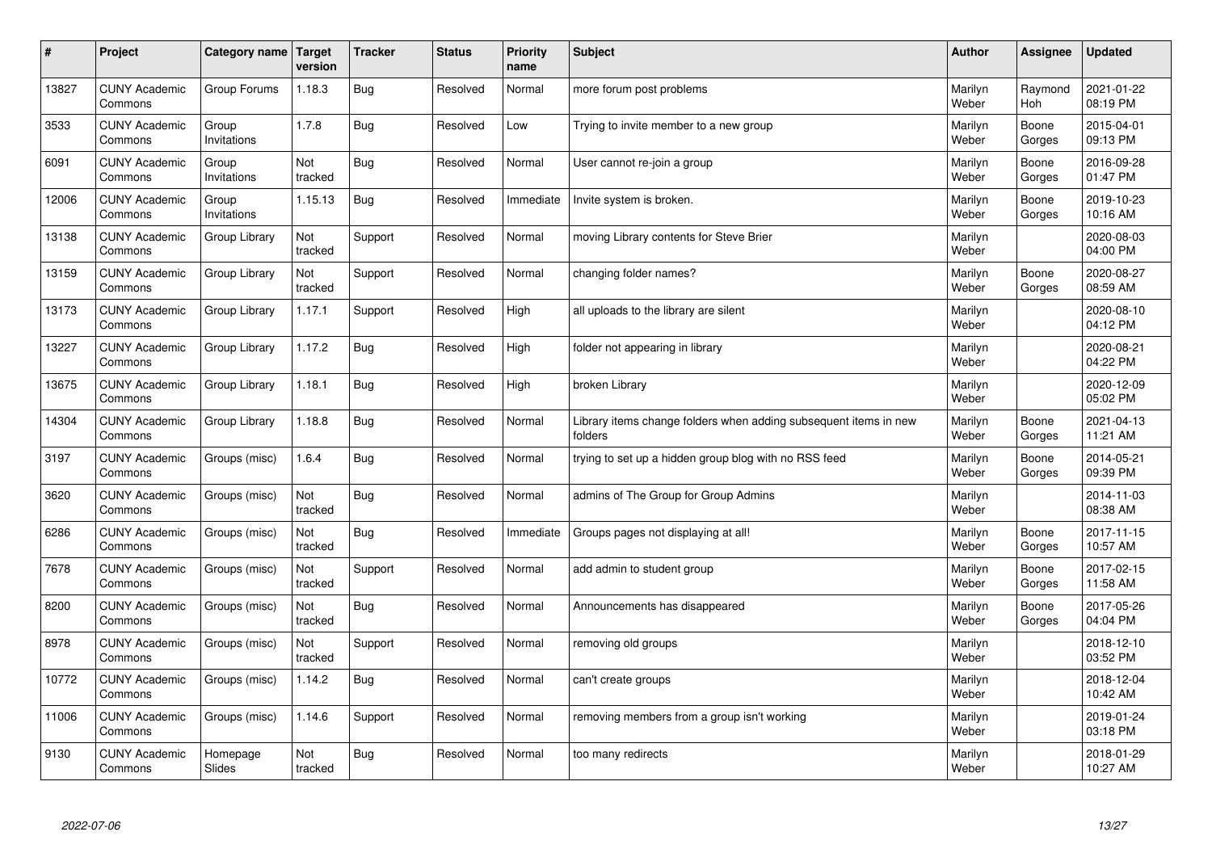| # | Project | Category name | Target version | Tracker | Status | Priority name | Subject | Author | Assignee | Updated |
|---|---|---|---|---|---|---|---|---|---|---|
| 13827 | CUNY Academic Commons | Group Forums | 1.18.3 | Bug | Resolved | Normal | more forum post problems | Marilyn Weber | Raymond Hoh | 2021-01-22 08:19 PM |
| 3533 | CUNY Academic Commons | Group Invitations | 1.7.8 | Bug | Resolved | Low | Trying to invite member to a new group | Marilyn Weber | Boone Gorges | 2015-04-01 09:13 PM |
| 6091 | CUNY Academic Commons | Group Invitations | Not tracked | Bug | Resolved | Normal | User cannot re-join a group | Marilyn Weber | Boone Gorges | 2016-09-28 01:47 PM |
| 12006 | CUNY Academic Commons | Group Invitations | 1.15.13 | Bug | Resolved | Immediate | Invite system is broken. | Marilyn Weber | Boone Gorges | 2019-10-23 10:16 AM |
| 13138 | CUNY Academic Commons | Group Library | Not tracked | Support | Resolved | Normal | moving Library contents for Steve Brier | Marilyn Weber | | 2020-08-03 04:00 PM |
| 13159 | CUNY Academic Commons | Group Library | Not tracked | Support | Resolved | Normal | changing folder names? | Marilyn Weber | Boone Gorges | 2020-08-27 08:59 AM |
| 13173 | CUNY Academic Commons | Group Library | 1.17.1 | Support | Resolved | High | all uploads to the library are silent | Marilyn Weber | | 2020-08-10 04:12 PM |
| 13227 | CUNY Academic Commons | Group Library | 1.17.2 | Bug | Resolved | High | folder not appearing in library | Marilyn Weber | | 2020-08-21 04:22 PM |
| 13675 | CUNY Academic Commons | Group Library | 1.18.1 | Bug | Resolved | High | broken Library | Marilyn Weber | | 2020-12-09 05:02 PM |
| 14304 | CUNY Academic Commons | Group Library | 1.18.8 | Bug | Resolved | Normal | Library items change folders when adding subsequent items in new folders | Marilyn Weber | Boone Gorges | 2021-04-13 11:21 AM |
| 3197 | CUNY Academic Commons | Groups (misc) | 1.6.4 | Bug | Resolved | Normal | trying to set up a hidden group blog with no RSS feed | Marilyn Weber | Boone Gorges | 2014-05-21 09:39 PM |
| 3620 | CUNY Academic Commons | Groups (misc) | Not tracked | Bug | Resolved | Normal | admins of The Group for Group Admins | Marilyn Weber | | 2014-11-03 08:38 AM |
| 6286 | CUNY Academic Commons | Groups (misc) | Not tracked | Bug | Resolved | Immediate | Groups pages not displaying at all! | Marilyn Weber | Boone Gorges | 2017-11-15 10:57 AM |
| 7678 | CUNY Academic Commons | Groups (misc) | Not tracked | Support | Resolved | Normal | add admin to student group | Marilyn Weber | Boone Gorges | 2017-02-15 11:58 AM |
| 8200 | CUNY Academic Commons | Groups (misc) | Not tracked | Bug | Resolved | Normal | Announcements has disappeared | Marilyn Weber | Boone Gorges | 2017-05-26 04:04 PM |
| 8978 | CUNY Academic Commons | Groups (misc) | Not tracked | Support | Resolved | Normal | removing old groups | Marilyn Weber | | 2018-12-10 03:52 PM |
| 10772 | CUNY Academic Commons | Groups (misc) | 1.14.2 | Bug | Resolved | Normal | can't create groups | Marilyn Weber | | 2018-12-04 10:42 AM |
| 11006 | CUNY Academic Commons | Groups (misc) | 1.14.6 | Support | Resolved | Normal | removing members from a group isn't working | Marilyn Weber | | 2019-01-24 03:18 PM |
| 9130 | CUNY Academic Commons | Homepage Slides | Not tracked | Bug | Resolved | Normal | too many redirects | Marilyn Weber | | 2018-01-29 10:27 AM |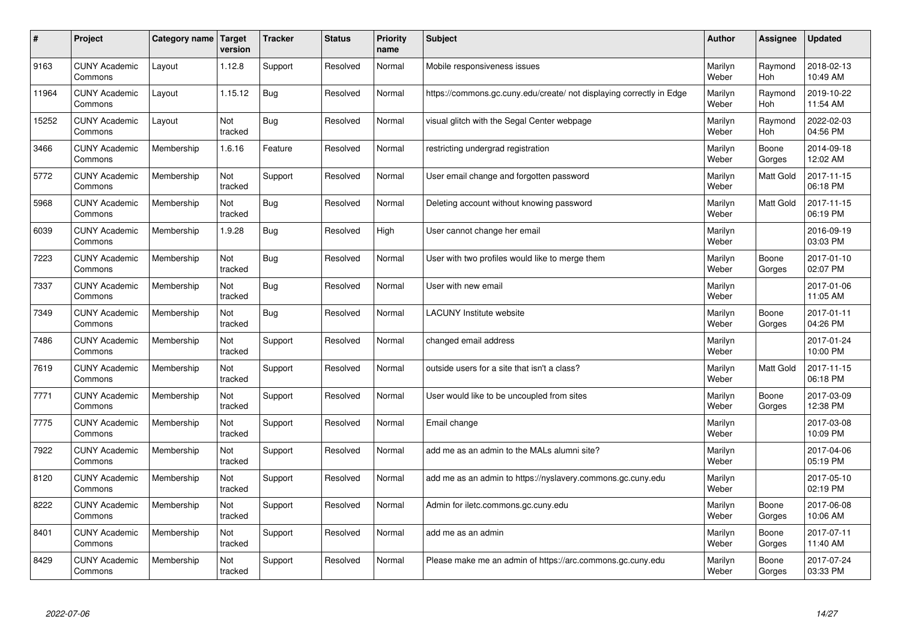| # | Project | Category name | Target version | Tracker | Status | Priority name | Subject | Author | Assignee | Updated |
|---|---|---|---|---|---|---|---|---|---|---|
| 9163 | CUNY Academic Commons | Layout | 1.12.8 | Support | Resolved | Normal | Mobile responsiveness issues | Marilyn Weber | Raymond Hoh | 2018-02-13 10:49 AM |
| 11964 | CUNY Academic Commons | Layout | 1.15.12 | Bug | Resolved | Normal | https://commons.gc.cuny.edu/create/ not displaying correctly in Edge | Marilyn Weber | Raymond Hoh | 2019-10-22 11:54 AM |
| 15252 | CUNY Academic Commons | Layout | Not tracked | Bug | Resolved | Normal | visual glitch with the Segal Center webpage | Marilyn Weber | Raymond Hoh | 2022-02-03 04:56 PM |
| 3466 | CUNY Academic Commons | Membership | 1.6.16 | Feature | Resolved | Normal | restricting undergrad registration | Marilyn Weber | Boone Gorges | 2014-09-18 12:02 AM |
| 5772 | CUNY Academic Commons | Membership | Not tracked | Support | Resolved | Normal | User email change and forgotten password | Marilyn Weber | Matt Gold | 2017-11-15 06:18 PM |
| 5968 | CUNY Academic Commons | Membership | Not tracked | Bug | Resolved | Normal | Deleting account without knowing password | Marilyn Weber | Matt Gold | 2017-11-15 06:19 PM |
| 6039 | CUNY Academic Commons | Membership | 1.9.28 | Bug | Resolved | High | User cannot change her email | Marilyn Weber | | 2016-09-19 03:03 PM |
| 7223 | CUNY Academic Commons | Membership | Not tracked | Bug | Resolved | Normal | User with two profiles would like to merge them | Marilyn Weber | Boone Gorges | 2017-01-10 02:07 PM |
| 7337 | CUNY Academic Commons | Membership | Not tracked | Bug | Resolved | Normal | User with new email | Marilyn Weber | | 2017-01-06 11:05 AM |
| 7349 | CUNY Academic Commons | Membership | Not tracked | Bug | Resolved | Normal | LACUNY Institute website | Marilyn Weber | Boone Gorges | 2017-01-11 04:26 PM |
| 7486 | CUNY Academic Commons | Membership | Not tracked | Support | Resolved | Normal | changed email address | Marilyn Weber | | 2017-01-24 10:00 PM |
| 7619 | CUNY Academic Commons | Membership | Not tracked | Support | Resolved | Normal | outside users for a site that isn't a class? | Marilyn Weber | Matt Gold | 2017-11-15 06:18 PM |
| 7771 | CUNY Academic Commons | Membership | Not tracked | Support | Resolved | Normal | User would like to be uncoupled from sites | Marilyn Weber | Boone Gorges | 2017-03-09 12:38 PM |
| 7775 | CUNY Academic Commons | Membership | Not tracked | Support | Resolved | Normal | Email change | Marilyn Weber | | 2017-03-08 10:09 PM |
| 7922 | CUNY Academic Commons | Membership | Not tracked | Support | Resolved | Normal | add me as an admin to the MALs alumni site? | Marilyn Weber | | 2017-04-06 05:19 PM |
| 8120 | CUNY Academic Commons | Membership | Not tracked | Support | Resolved | Normal | add me as an admin to https://nyslavery.commons.gc.cuny.edu | Marilyn Weber | | 2017-05-10 02:19 PM |
| 8222 | CUNY Academic Commons | Membership | Not tracked | Support | Resolved | Normal | Admin for iletc.commons.gc.cuny.edu | Marilyn Weber | Boone Gorges | 2017-06-08 10:06 AM |
| 8401 | CUNY Academic Commons | Membership | Not tracked | Support | Resolved | Normal | add me as an admin | Marilyn Weber | Boone Gorges | 2017-07-11 11:40 AM |
| 8429 | CUNY Academic Commons | Membership | Not tracked | Support | Resolved | Normal | Please make me an admin of https://arc.commons.gc.cuny.edu | Marilyn Weber | Boone Gorges | 2017-07-24 03:33 PM |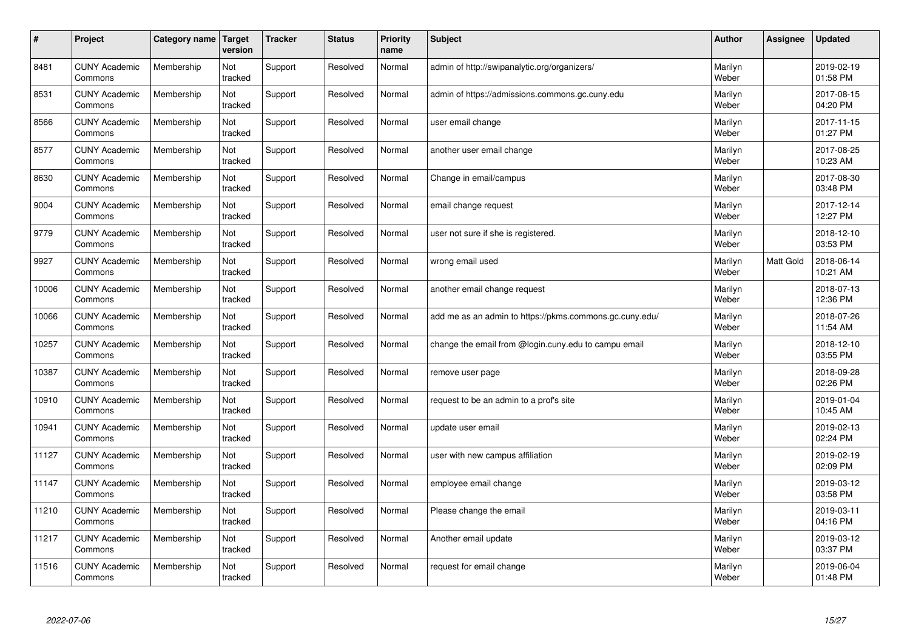| # | Project | Category name | Target version | Tracker | Status | Priority name | Subject | Author | Assignee | Updated |
|---|---|---|---|---|---|---|---|---|---|---|
| 8481 | CUNY Academic Commons | Membership | Not tracked | Support | Resolved | Normal | admin of http://swipanalytic.org/organizers/ | Marilyn Weber | | 2019-02-19 01:58 PM |
| 8531 | CUNY Academic Commons | Membership | Not tracked | Support | Resolved | Normal | admin of https://admissions.commons.gc.cuny.edu | Marilyn Weber | | 2017-08-15 04:20 PM |
| 8566 | CUNY Academic Commons | Membership | Not tracked | Support | Resolved | Normal | user email change | Marilyn Weber | | 2017-11-15 01:27 PM |
| 8577 | CUNY Academic Commons | Membership | Not tracked | Support | Resolved | Normal | another user email change | Marilyn Weber | | 2017-08-25 10:23 AM |
| 8630 | CUNY Academic Commons | Membership | Not tracked | Support | Resolved | Normal | Change in email/campus | Marilyn Weber | | 2017-08-30 03:48 PM |
| 9004 | CUNY Academic Commons | Membership | Not tracked | Support | Resolved | Normal | email change request | Marilyn Weber | | 2017-12-14 12:27 PM |
| 9779 | CUNY Academic Commons | Membership | Not tracked | Support | Resolved | Normal | user not sure if she is registered. | Marilyn Weber | | 2018-12-10 03:53 PM |
| 9927 | CUNY Academic Commons | Membership | Not tracked | Support | Resolved | Normal | wrong email used | Marilyn Weber | Matt Gold | 2018-06-14 10:21 AM |
| 10006 | CUNY Academic Commons | Membership | Not tracked | Support | Resolved | Normal | another email change request | Marilyn Weber | | 2018-07-13 12:36 PM |
| 10066 | CUNY Academic Commons | Membership | Not tracked | Support | Resolved | Normal | add me as an admin to https://pkms.commons.gc.cuny.edu/ | Marilyn Weber | | 2018-07-26 11:54 AM |
| 10257 | CUNY Academic Commons | Membership | Not tracked | Support | Resolved | Normal | change the email from @login.cuny.edu to campu email | Marilyn Weber | | 2018-12-10 03:55 PM |
| 10387 | CUNY Academic Commons | Membership | Not tracked | Support | Resolved | Normal | remove user page | Marilyn Weber | | 2018-09-28 02:26 PM |
| 10910 | CUNY Academic Commons | Membership | Not tracked | Support | Resolved | Normal | request to be an admin to a prof's site | Marilyn Weber | | 2019-01-04 10:45 AM |
| 10941 | CUNY Academic Commons | Membership | Not tracked | Support | Resolved | Normal | update user email | Marilyn Weber | | 2019-02-13 02:24 PM |
| 11127 | CUNY Academic Commons | Membership | Not tracked | Support | Resolved | Normal | user with new campus affiliation | Marilyn Weber | | 2019-02-19 02:09 PM |
| 11147 | CUNY Academic Commons | Membership | Not tracked | Support | Resolved | Normal | employee email change | Marilyn Weber | | 2019-03-12 03:58 PM |
| 11210 | CUNY Academic Commons | Membership | Not tracked | Support | Resolved | Normal | Please change the email | Marilyn Weber | | 2019-03-11 04:16 PM |
| 11217 | CUNY Academic Commons | Membership | Not tracked | Support | Resolved | Normal | Another email update | Marilyn Weber | | 2019-03-12 03:37 PM |
| 11516 | CUNY Academic Commons | Membership | Not tracked | Support | Resolved | Normal | request for email change | Marilyn Weber | | 2019-06-04 01:48 PM |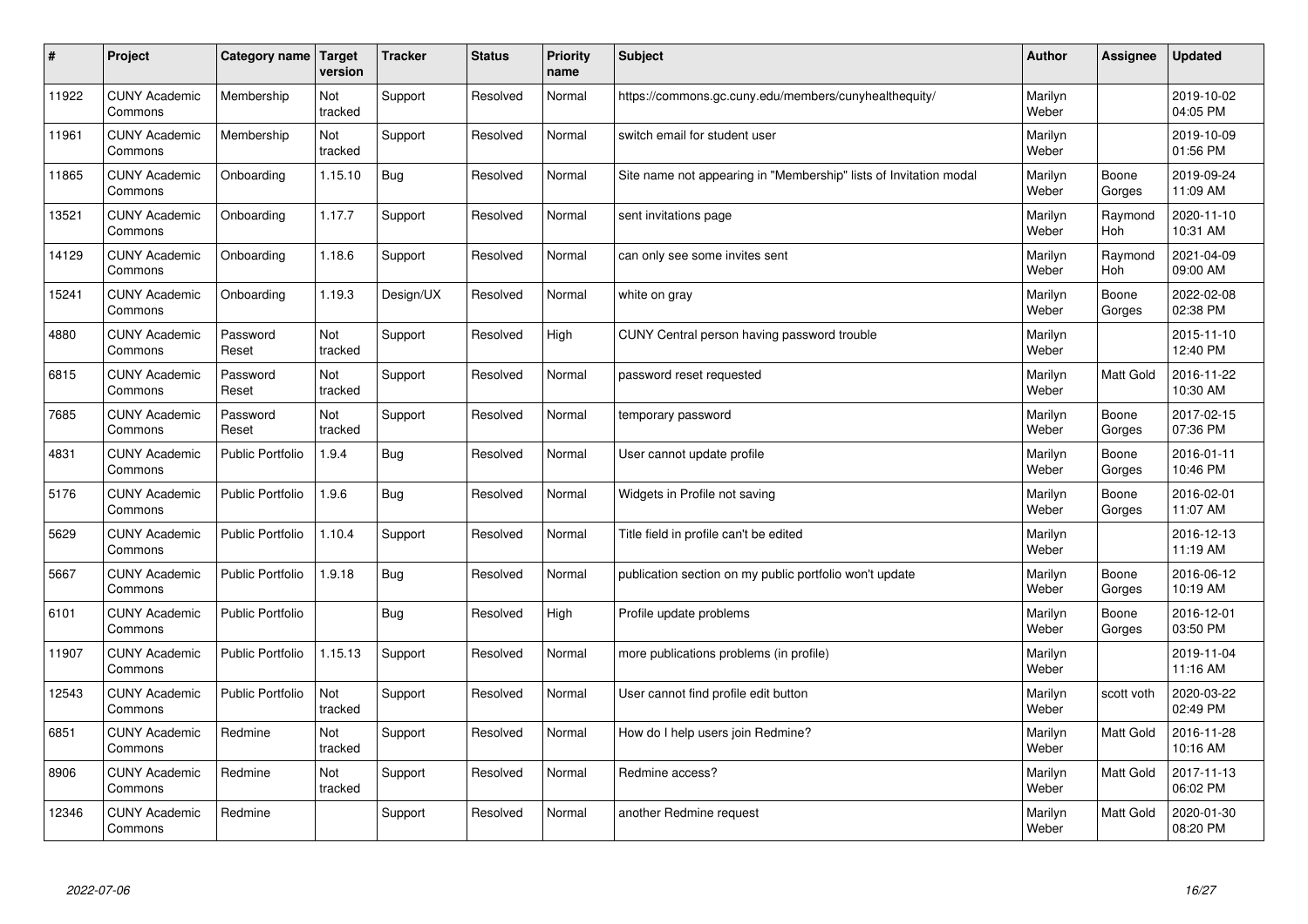| # | Project | Category name | Target version | Tracker | Status | Priority name | Subject | Author | Assignee | Updated |
|---|---|---|---|---|---|---|---|---|---|---|
| 11922 | CUNY Academic Commons | Membership | Not tracked | Support | Resolved | Normal | https://commons.gc.cuny.edu/members/cunyhealthequity/ | Marilyn Weber | | 2019-10-02 04:05 PM |
| 11961 | CUNY Academic Commons | Membership | Not tracked | Support | Resolved | Normal | switch email for student user | Marilyn Weber | | 2019-10-09 01:56 PM |
| 11865 | CUNY Academic Commons | Onboarding | 1.15.10 | Bug | Resolved | Normal | Site name not appearing in "Membership" lists of Invitation modal | Marilyn Weber | Boone Gorges | 2019-09-24 11:09 AM |
| 13521 | CUNY Academic Commons | Onboarding | 1.17.7 | Support | Resolved | Normal | sent invitations page | Marilyn Weber | Raymond Hoh | 2020-11-10 10:31 AM |
| 14129 | CUNY Academic Commons | Onboarding | 1.18.6 | Support | Resolved | Normal | can only see some invites sent | Marilyn Weber | Raymond Hoh | 2021-04-09 09:00 AM |
| 15241 | CUNY Academic Commons | Onboarding | 1.19.3 | Design/UX | Resolved | Normal | white on gray | Marilyn Weber | Boone Gorges | 2022-02-08 02:38 PM |
| 4880 | CUNY Academic Commons | Password Reset | Not tracked | Support | Resolved | High | CUNY Central person having password trouble | Marilyn Weber | | 2015-11-10 12:40 PM |
| 6815 | CUNY Academic Commons | Password Reset | Not tracked | Support | Resolved | Normal | password reset requested | Marilyn Weber | Matt Gold | 2016-11-22 10:30 AM |
| 7685 | CUNY Academic Commons | Password Reset | Not tracked | Support | Resolved | Normal | temporary password | Marilyn Weber | Boone Gorges | 2017-02-15 07:36 PM |
| 4831 | CUNY Academic Commons | Public Portfolio | 1.9.4 | Bug | Resolved | Normal | User cannot update profile | Marilyn Weber | Boone Gorges | 2016-01-11 10:46 PM |
| 5176 | CUNY Academic Commons | Public Portfolio | 1.9.6 | Bug | Resolved | Normal | Widgets in Profile not saving | Marilyn Weber | Boone Gorges | 2016-02-01 11:07 AM |
| 5629 | CUNY Academic Commons | Public Portfolio | 1.10.4 | Support | Resolved | Normal | Title field in profile can't be edited | Marilyn Weber | | 2016-12-13 11:19 AM |
| 5667 | CUNY Academic Commons | Public Portfolio | 1.9.18 | Bug | Resolved | Normal | publication section on my public portfolio won't update | Marilyn Weber | Boone Gorges | 2016-06-12 10:19 AM |
| 6101 | CUNY Academic Commons | Public Portfolio | | Bug | Resolved | High | Profile update problems | Marilyn Weber | Boone Gorges | 2016-12-01 03:50 PM |
| 11907 | CUNY Academic Commons | Public Portfolio | 1.15.13 | Support | Resolved | Normal | more publications problems (in profile) | Marilyn Weber | | 2019-11-04 11:16 AM |
| 12543 | CUNY Academic Commons | Public Portfolio | Not tracked | Support | Resolved | Normal | User cannot find profile edit button | Marilyn Weber | scott voth | 2020-03-22 02:49 PM |
| 6851 | CUNY Academic Commons | Redmine | Not tracked | Support | Resolved | Normal | How do I help users join Redmine? | Marilyn Weber | Matt Gold | 2016-11-28 10:16 AM |
| 8906 | CUNY Academic Commons | Redmine | Not tracked | Support | Resolved | Normal | Redmine access? | Marilyn Weber | Matt Gold | 2017-11-13 06:02 PM |
| 12346 | CUNY Academic Commons | Redmine | | Support | Resolved | Normal | another Redmine request | Marilyn Weber | Matt Gold | 2020-01-30 08:20 PM |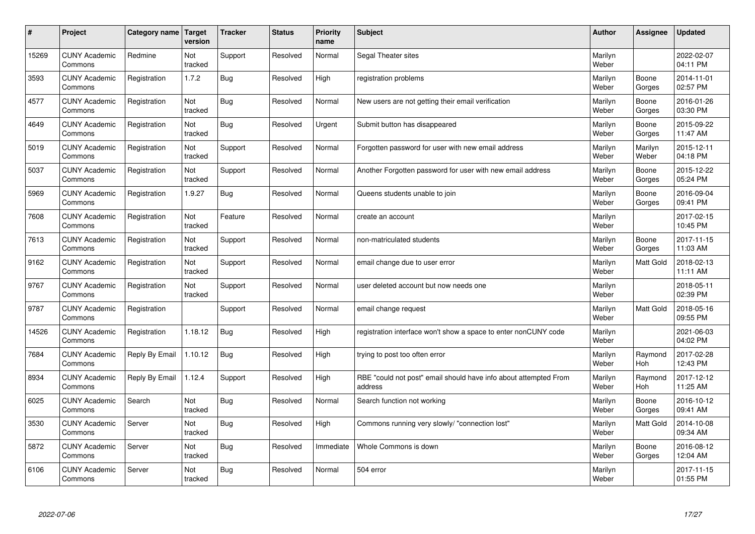| # | Project | Category name | Target version | Tracker | Status | Priority name | Subject | Author | Assignee | Updated |
|---|---|---|---|---|---|---|---|---|---|---|
| 15269 | CUNY Academic Commons | Redmine | Not tracked | Support | Resolved | Normal | Segal Theater sites | Marilyn Weber | | 2022-02-07 04:11 PM |
| 3593 | CUNY Academic Commons | Registration | 1.7.2 | Bug | Resolved | High | registration problems | Marilyn Weber | Boone Gorges | 2014-11-01 02:57 PM |
| 4577 | CUNY Academic Commons | Registration | Not tracked | Bug | Resolved | Normal | New users are not getting their email verification | Marilyn Weber | Boone Gorges | 2016-01-26 03:30 PM |
| 4649 | CUNY Academic Commons | Registration | Not tracked | Bug | Resolved | Urgent | Submit button has disappeared | Marilyn Weber | Boone Gorges | 2015-09-22 11:47 AM |
| 5019 | CUNY Academic Commons | Registration | Not tracked | Support | Resolved | Normal | Forgotten password for user with new email address | Marilyn Weber | Marilyn Weber | 2015-12-11 04:18 PM |
| 5037 | CUNY Academic Commons | Registration | Not tracked | Support | Resolved | Normal | Another Forgotten password for user with new email address | Marilyn Weber | Boone Gorges | 2015-12-22 05:24 PM |
| 5969 | CUNY Academic Commons | Registration | 1.9.27 | Bug | Resolved | Normal | Queens students unable to join | Marilyn Weber | Boone Gorges | 2016-09-04 09:41 PM |
| 7608 | CUNY Academic Commons | Registration | Not tracked | Feature | Resolved | Normal | create an account | Marilyn Weber | | 2017-02-15 10:45 PM |
| 7613 | CUNY Academic Commons | Registration | Not tracked | Support | Resolved | Normal | non-matriculated students | Marilyn Weber | Boone Gorges | 2017-11-15 11:03 AM |
| 9162 | CUNY Academic Commons | Registration | Not tracked | Support | Resolved | Normal | email change due to user error | Marilyn Weber | Matt Gold | 2018-02-13 11:11 AM |
| 9767 | CUNY Academic Commons | Registration | Not tracked | Support | Resolved | Normal | user deleted account but now needs one | Marilyn Weber | | 2018-05-11 02:39 PM |
| 9787 | CUNY Academic Commons | Registration | | Support | Resolved | Normal | email change request | Marilyn Weber | Matt Gold | 2018-05-16 09:55 PM |
| 14526 | CUNY Academic Commons | Registration | 1.18.12 | Bug | Resolved | High | registration interface won't show a space to enter nonCUNY code | Marilyn Weber | | 2021-06-03 04:02 PM |
| 7684 | CUNY Academic Commons | Reply By Email | 1.10.12 | Bug | Resolved | High | trying to post too often error | Marilyn Weber | Raymond Hoh | 2017-02-28 12:43 PM |
| 8934 | CUNY Academic Commons | Reply By Email | 1.12.4 | Support | Resolved | High | RBE "could not post" email should have info about attempted From address | Marilyn Weber | Raymond Hoh | 2017-12-12 11:25 AM |
| 6025 | CUNY Academic Commons | Search | Not tracked | Bug | Resolved | Normal | Search function not working | Marilyn Weber | Boone Gorges | 2016-10-12 09:41 AM |
| 3530 | CUNY Academic Commons | Server | Not tracked | Bug | Resolved | High | Commons running very slowly/ "connection lost" | Marilyn Weber | Matt Gold | 2014-10-08 09:34 AM |
| 5872 | CUNY Academic Commons | Server | Not tracked | Bug | Resolved | Immediate | Whole Commons is down | Marilyn Weber | Boone Gorges | 2016-08-12 12:04 AM |
| 6106 | CUNY Academic Commons | Server | Not tracked | Bug | Resolved | Normal | 504 error | Marilyn Weber | | 2017-11-15 01:55 PM |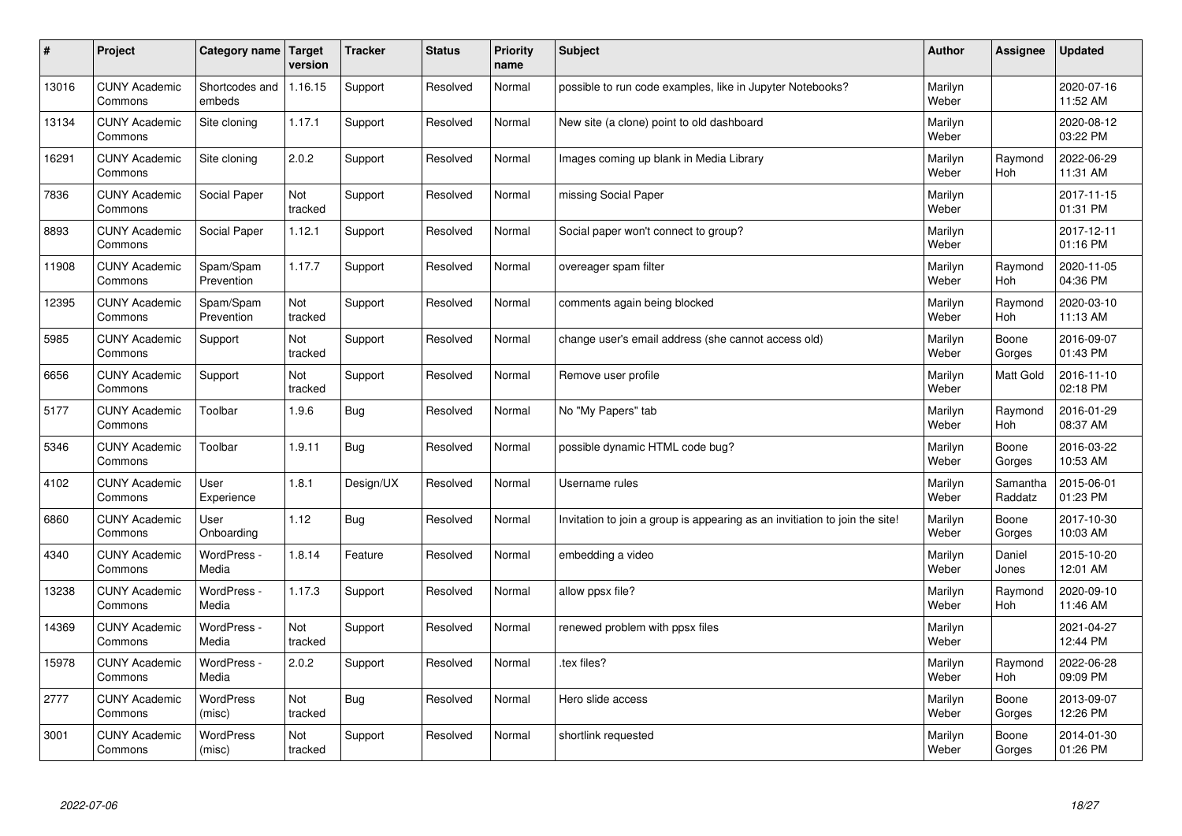| # | Project | Category name | Target version | Tracker | Status | Priority name | Subject | Author | Assignee | Updated |
|---|---|---|---|---|---|---|---|---|---|---|
| 13016 | CUNY Academic Commons | Shortcodes and embeds | 1.16.15 | Support | Resolved | Normal | possible to run code examples, like in Jupyter Notebooks? | Marilyn Weber | | 2020-07-16 11:52 AM |
| 13134 | CUNY Academic Commons | Site cloning | 1.17.1 | Support | Resolved | Normal | New site (a clone) point to old dashboard | Marilyn Weber | | 2020-08-12 03:22 PM |
| 16291 | CUNY Academic Commons | Site cloning | 2.0.2 | Support | Resolved | Normal | Images coming up blank in Media Library | Marilyn Weber | Raymond Hoh | 2022-06-29 11:31 AM |
| 7836 | CUNY Academic Commons | Social Paper | Not tracked | Support | Resolved | Normal | missing Social Paper | Marilyn Weber | | 2017-11-15 01:31 PM |
| 8893 | CUNY Academic Commons | Social Paper | 1.12.1 | Support | Resolved | Normal | Social paper won't connect to group? | Marilyn Weber | | 2017-12-11 01:16 PM |
| 11908 | CUNY Academic Commons | Spam/Spam Prevention | 1.17.7 | Support | Resolved | Normal | overeager spam filter | Marilyn Weber | Raymond Hoh | 2020-11-05 04:36 PM |
| 12395 | CUNY Academic Commons | Spam/Spam Prevention | Not tracked | Support | Resolved | Normal | comments again being blocked | Marilyn Weber | Raymond Hoh | 2020-03-10 11:13 AM |
| 5985 | CUNY Academic Commons | Support | Not tracked | Support | Resolved | Normal | change user's email address (she cannot access old) | Marilyn Weber | Boone Gorges | 2016-09-07 01:43 PM |
| 6656 | CUNY Academic Commons | Support | Not tracked | Support | Resolved | Normal | Remove user profile | Marilyn Weber | Matt Gold | 2016-11-10 02:18 PM |
| 5177 | CUNY Academic Commons | Toolbar | 1.9.6 | Bug | Resolved | Normal | No "My Papers" tab | Marilyn Weber | Raymond Hoh | 2016-01-29 08:37 AM |
| 5346 | CUNY Academic Commons | Toolbar | 1.9.11 | Bug | Resolved | Normal | possible dynamic HTML code bug? | Marilyn Weber | Boone Gorges | 2016-03-22 10:53 AM |
| 4102 | CUNY Academic Commons | User Experience | 1.8.1 | Design/UX | Resolved | Normal | Username rules | Marilyn Weber | Samantha Raddatz | 2015-06-01 01:23 PM |
| 6860 | CUNY Academic Commons | User Onboarding | 1.12 | Bug | Resolved | Normal | Invitation to join a group is appearing as an invitiation to join the site! | Marilyn Weber | Boone Gorges | 2017-10-30 10:03 AM |
| 4340 | CUNY Academic Commons | WordPress - Media | 1.8.14 | Feature | Resolved | Normal | embedding a video | Marilyn Weber | Daniel Jones | 2015-10-20 12:01 AM |
| 13238 | CUNY Academic Commons | WordPress - Media | 1.17.3 | Support | Resolved | Normal | allow ppsx file? | Marilyn Weber | Raymond Hoh | 2020-09-10 11:46 AM |
| 14369 | CUNY Academic Commons | WordPress - Media | Not tracked | Support | Resolved | Normal | renewed problem with ppsx files | Marilyn Weber | | 2021-04-27 12:44 PM |
| 15978 | CUNY Academic Commons | WordPress - Media | 2.0.2 | Support | Resolved | Normal | .tex files? | Marilyn Weber | Raymond Hoh | 2022-06-28 09:09 PM |
| 2777 | CUNY Academic Commons | WordPress (misc) | Not tracked | Bug | Resolved | Normal | Hero slide access | Marilyn Weber | Boone Gorges | 2013-09-07 12:26 PM |
| 3001 | CUNY Academic Commons | WordPress (misc) | Not tracked | Support | Resolved | Normal | shortlink requested | Marilyn Weber | Boone Gorges | 2014-01-30 01:26 PM |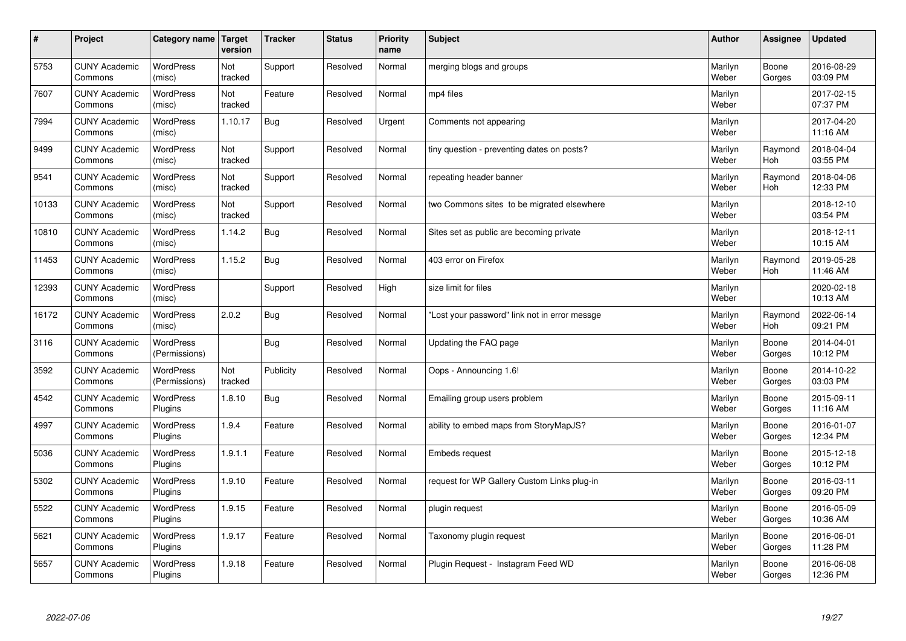| # | Project | Category name | Target version | Tracker | Status | Priority name | Subject | Author | Assignee | Updated |
|---|---|---|---|---|---|---|---|---|---|---|
| 5753 | CUNY Academic Commons | WordPress (misc) | Not tracked | Support | Resolved | Normal | merging blogs and groups | Marilyn Weber | Boone Gorges | 2016-08-29 03:09 PM |
| 7607 | CUNY Academic Commons | WordPress (misc) | Not tracked | Feature | Resolved | Normal | mp4 files | Marilyn Weber | | 2017-02-15 07:37 PM |
| 7994 | CUNY Academic Commons | WordPress (misc) | 1.10.17 | Bug | Resolved | Urgent | Comments not appearing | Marilyn Weber | | 2017-04-20 11:16 AM |
| 9499 | CUNY Academic Commons | WordPress (misc) | Not tracked | Support | Resolved | Normal | tiny question - preventing dates on posts? | Marilyn Weber | Raymond Hoh | 2018-04-04 03:55 PM |
| 9541 | CUNY Academic Commons | WordPress (misc) | Not tracked | Support | Resolved | Normal | repeating header banner | Marilyn Weber | Raymond Hoh | 2018-04-06 12:33 PM |
| 10133 | CUNY Academic Commons | WordPress (misc) | Not tracked | Support | Resolved | Normal | two Commons sites to be migrated elsewhere | Marilyn Weber | | 2018-12-10 03:54 PM |
| 10810 | CUNY Academic Commons | WordPress (misc) | 1.14.2 | Bug | Resolved | Normal | Sites set as public are becoming private | Marilyn Weber | | 2018-12-11 10:15 AM |
| 11453 | CUNY Academic Commons | WordPress (misc) | 1.15.2 | Bug | Resolved | Normal | 403 error on Firefox | Marilyn Weber | Raymond Hoh | 2019-05-28 11:46 AM |
| 12393 | CUNY Academic Commons | WordPress (misc) | | Support | Resolved | High | size limit for files | Marilyn Weber | | 2020-02-18 10:13 AM |
| 16172 | CUNY Academic Commons | WordPress (misc) | 2.0.2 | Bug | Resolved | Normal | "Lost your password" link not in error messge | Marilyn Weber | Raymond Hoh | 2022-06-14 09:21 PM |
| 3116 | CUNY Academic Commons | WordPress (Permissions) | | Bug | Resolved | Normal | Updating the FAQ page | Marilyn Weber | Boone Gorges | 2014-04-01 10:12 PM |
| 3592 | CUNY Academic Commons | WordPress (Permissions) | Not tracked | Publicity | Resolved | Normal | Oops - Announcing 1.6! | Marilyn Weber | Boone Gorges | 2014-10-22 03:03 PM |
| 4542 | CUNY Academic Commons | WordPress Plugins | 1.8.10 | Bug | Resolved | Normal | Emailing group users problem | Marilyn Weber | Boone Gorges | 2015-09-11 11:16 AM |
| 4997 | CUNY Academic Commons | WordPress Plugins | 1.9.4 | Feature | Resolved | Normal | ability to embed maps from StoryMapJS? | Marilyn Weber | Boone Gorges | 2016-01-07 12:34 PM |
| 5036 | CUNY Academic Commons | WordPress Plugins | 1.9.1.1 | Feature | Resolved | Normal | Embeds request | Marilyn Weber | Boone Gorges | 2015-12-18 10:12 PM |
| 5302 | CUNY Academic Commons | WordPress Plugins | 1.9.10 | Feature | Resolved | Normal | request for WP Gallery Custom Links plug-in | Marilyn Weber | Boone Gorges | 2016-03-11 09:20 PM |
| 5522 | CUNY Academic Commons | WordPress Plugins | 1.9.15 | Feature | Resolved | Normal | plugin request | Marilyn Weber | Boone Gorges | 2016-05-09 10:36 AM |
| 5621 | CUNY Academic Commons | WordPress Plugins | 1.9.17 | Feature | Resolved | Normal | Taxonomy plugin request | Marilyn Weber | Boone Gorges | 2016-06-01 11:28 PM |
| 5657 | CUNY Academic Commons | WordPress Plugins | 1.9.18 | Feature | Resolved | Normal | Plugin Request - Instagram Feed WD | Marilyn Weber | Boone Gorges | 2016-06-08 12:36 PM |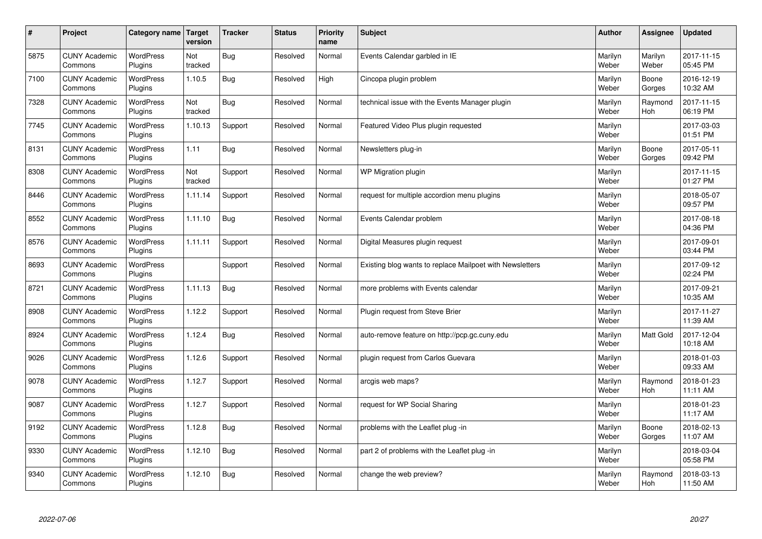| # | Project | Category name | Target version | Tracker | Status | Priority name | Subject | Author | Assignee | Updated |
|---|---|---|---|---|---|---|---|---|---|---|
| 5875 | CUNY Academic Commons | WordPress Plugins | Not tracked | Bug | Resolved | Normal | Events Calendar garbled in IE | Marilyn Weber | Marilyn Weber | 2017-11-15 05:45 PM |
| 7100 | CUNY Academic Commons | WordPress Plugins | 1.10.5 | Bug | Resolved | High | Cincopa plugin problem | Marilyn Weber | Boone Gorges | 2016-12-19 10:32 AM |
| 7328 | CUNY Academic Commons | WordPress Plugins | Not tracked | Bug | Resolved | Normal | technical issue with the Events Manager plugin | Marilyn Weber | Raymond Hoh | 2017-11-15 06:19 PM |
| 7745 | CUNY Academic Commons | WordPress Plugins | 1.10.13 | Support | Resolved | Normal | Featured Video Plus plugin requested | Marilyn Weber | | 2017-03-03 01:51 PM |
| 8131 | CUNY Academic Commons | WordPress Plugins | 1.11 | Bug | Resolved | Normal | Newsletters plug-in | Marilyn Weber | Boone Gorges | 2017-05-11 09:42 PM |
| 8308 | CUNY Academic Commons | WordPress Plugins | Not tracked | Support | Resolved | Normal | WP Migration plugin | Marilyn Weber | | 2017-11-15 01:27 PM |
| 8446 | CUNY Academic Commons | WordPress Plugins | 1.11.14 | Support | Resolved | Normal | request for multiple accordion menu plugins | Marilyn Weber | | 2018-05-07 09:57 PM |
| 8552 | CUNY Academic Commons | WordPress Plugins | 1.11.10 | Bug | Resolved | Normal | Events Calendar problem | Marilyn Weber | | 2017-08-18 04:36 PM |
| 8576 | CUNY Academic Commons | WordPress Plugins | 1.11.11 | Support | Resolved | Normal | Digital Measures plugin request | Marilyn Weber | | 2017-09-01 03:44 PM |
| 8693 | CUNY Academic Commons | WordPress Plugins | | Support | Resolved | Normal | Existing blog wants to replace Mailpoet with Newsletters | Marilyn Weber | | 2017-09-12 02:24 PM |
| 8721 | CUNY Academic Commons | WordPress Plugins | 1.11.13 | Bug | Resolved | Normal | more problems with Events calendar | Marilyn Weber | | 2017-09-21 10:35 AM |
| 8908 | CUNY Academic Commons | WordPress Plugins | 1.12.2 | Support | Resolved | Normal | Plugin request from Steve Brier | Marilyn Weber | | 2017-11-27 11:39 AM |
| 8924 | CUNY Academic Commons | WordPress Plugins | 1.12.4 | Bug | Resolved | Normal | auto-remove feature on http://pcp.gc.cuny.edu | Marilyn Weber | Matt Gold | 2017-12-04 10:18 AM |
| 9026 | CUNY Academic Commons | WordPress Plugins | 1.12.6 | Support | Resolved | Normal | plugin request from Carlos Guevara | Marilyn Weber | | 2018-01-03 09:33 AM |
| 9078 | CUNY Academic Commons | WordPress Plugins | 1.12.7 | Support | Resolved | Normal | arcgis web maps? | Marilyn Weber | Raymond Hoh | 2018-01-23 11:11 AM |
| 9087 | CUNY Academic Commons | WordPress Plugins | 1.12.7 | Support | Resolved | Normal | request for WP Social Sharing | Marilyn Weber | | 2018-01-23 11:17 AM |
| 9192 | CUNY Academic Commons | WordPress Plugins | 1.12.8 | Bug | Resolved | Normal | problems with the Leaflet plug -in | Marilyn Weber | Boone Gorges | 2018-02-13 11:07 AM |
| 9330 | CUNY Academic Commons | WordPress Plugins | 1.12.10 | Bug | Resolved | Normal | part 2 of problems with the Leaflet plug -in | Marilyn Weber | | 2018-03-04 05:58 PM |
| 9340 | CUNY Academic Commons | WordPress Plugins | 1.12.10 | Bug | Resolved | Normal | change the web preview? | Marilyn Weber | Raymond Hoh | 2018-03-13 11:50 AM |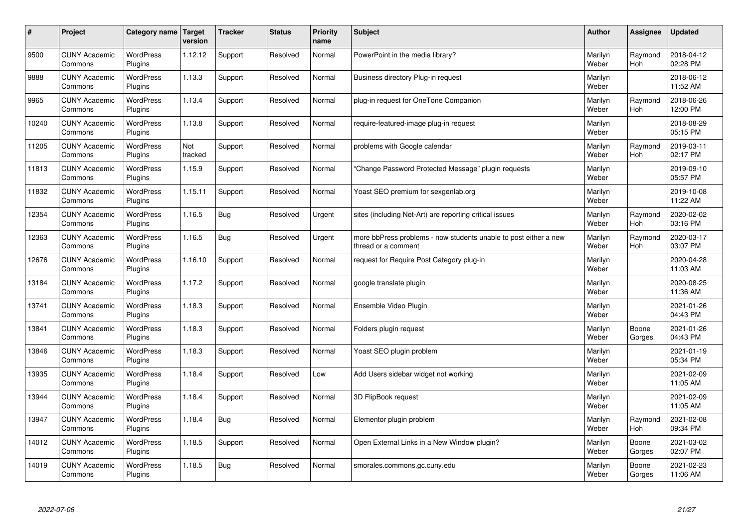| # | Project | Category name | Target version | Tracker | Status | Priority name | Subject | Author | Assignee | Updated |
|---|---|---|---|---|---|---|---|---|---|---|
| 9500 | CUNY Academic Commons | WordPress Plugins | 1.12.12 | Support | Resolved | Normal | PowerPoint in the media library? | Marilyn Weber | Raymond Hoh | 2018-04-12 02:28 PM |
| 9888 | CUNY Academic Commons | WordPress Plugins | 1.13.3 | Support | Resolved | Normal | Business directory Plug-in request | Marilyn Weber | | 2018-06-12 11:52 AM |
| 9965 | CUNY Academic Commons | WordPress Plugins | 1.13.4 | Support | Resolved | Normal | plug-in request for OneTone Companion | Marilyn Weber | Raymond Hoh | 2018-06-26 12:00 PM |
| 10240 | CUNY Academic Commons | WordPress Plugins | 1.13.8 | Support | Resolved | Normal | require-featured-image plug-in request | Marilyn Weber | | 2018-08-29 05:15 PM |
| 11205 | CUNY Academic Commons | WordPress Plugins | Not tracked | Support | Resolved | Normal | problems with Google calendar | Marilyn Weber | Raymond Hoh | 2019-03-11 02:17 PM |
| 11813 | CUNY Academic Commons | WordPress Plugins | 1.15.9 | Support | Resolved | Normal | "Change Password Protected Message" plugin requests | Marilyn Weber | | 2019-09-10 05:57 PM |
| 11832 | CUNY Academic Commons | WordPress Plugins | 1.15.11 | Support | Resolved | Normal | Yoast SEO premium for sexgenlab.org | Marilyn Weber | | 2019-10-08 11:22 AM |
| 12354 | CUNY Academic Commons | WordPress Plugins | 1.16.5 | Bug | Resolved | Urgent | sites (including Net-Art) are reporting critical issues | Marilyn Weber | Raymond Hoh | 2020-02-02 03:16 PM |
| 12363 | CUNY Academic Commons | WordPress Plugins | 1.16.5 | Bug | Resolved | Urgent | more bbPress problems - now students unable to post either a new thread or a comment | Marilyn Weber | Raymond Hoh | 2020-03-17 03:07 PM |
| 12676 | CUNY Academic Commons | WordPress Plugins | 1.16.10 | Support | Resolved | Normal | request for Require Post Category plug-in | Marilyn Weber | | 2020-04-28 11:03 AM |
| 13184 | CUNY Academic Commons | WordPress Plugins | 1.17.2 | Support | Resolved | Normal | google translate plugin | Marilyn Weber | | 2020-08-25 11:36 AM |
| 13741 | CUNY Academic Commons | WordPress Plugins | 1.18.3 | Support | Resolved | Normal | Ensemble Video Plugin | Marilyn Weber | | 2021-01-26 04:43 PM |
| 13841 | CUNY Academic Commons | WordPress Plugins | 1.18.3 | Support | Resolved | Normal | Folders plugin request | Marilyn Weber | Boone Gorges | 2021-01-26 04:43 PM |
| 13846 | CUNY Academic Commons | WordPress Plugins | 1.18.3 | Support | Resolved | Normal | Yoast SEO plugin problem | Marilyn Weber | | 2021-01-19 05:34 PM |
| 13935 | CUNY Academic Commons | WordPress Plugins | 1.18.4 | Support | Resolved | Low | Add Users sidebar widget not working | Marilyn Weber | | 2021-02-09 11:05 AM |
| 13944 | CUNY Academic Commons | WordPress Plugins | 1.18.4 | Support | Resolved | Normal | 3D FlipBook request | Marilyn Weber | | 2021-02-09 11:05 AM |
| 13947 | CUNY Academic Commons | WordPress Plugins | 1.18.4 | Bug | Resolved | Normal | Elementor plugin problem | Marilyn Weber | Raymond Hoh | 2021-02-08 09:34 PM |
| 14012 | CUNY Academic Commons | WordPress Plugins | 1.18.5 | Support | Resolved | Normal | Open External Links in a New Window plugin? | Marilyn Weber | Boone Gorges | 2021-03-02 02:07 PM |
| 14019 | CUNY Academic Commons | WordPress Plugins | 1.18.5 | Bug | Resolved | Normal | smorales.commons.gc.cuny.edu | Marilyn Weber | Boone Gorges | 2021-02-23 11:06 AM |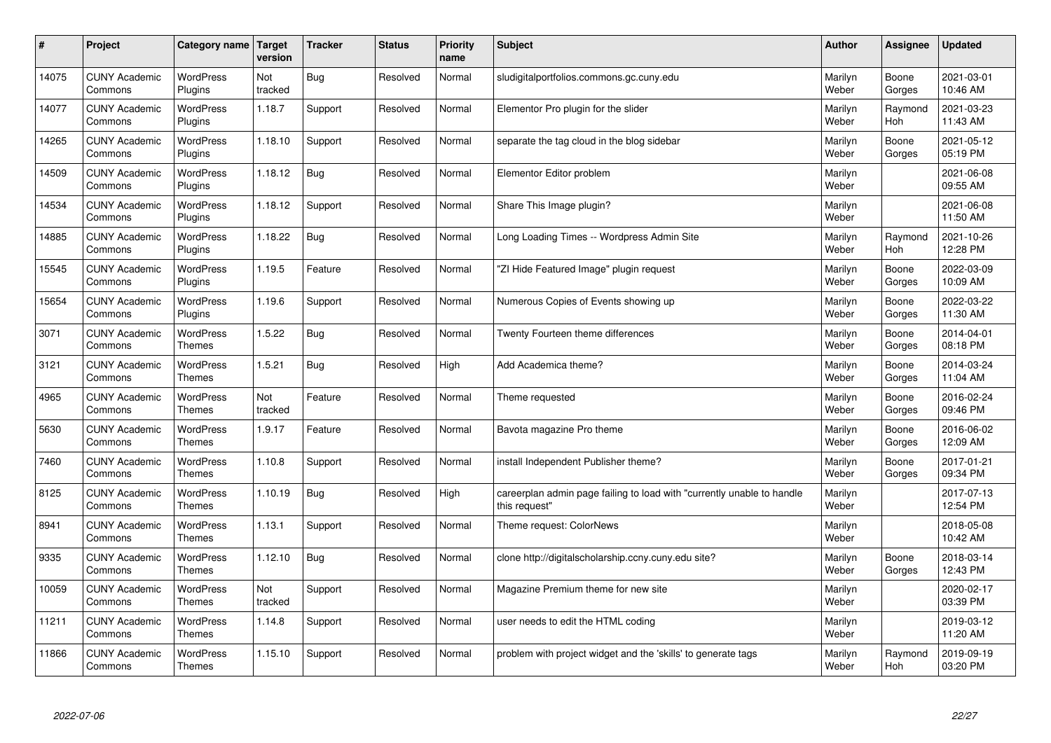| # | Project | Category name | Target version | Tracker | Status | Priority name | Subject | Author | Assignee | Updated |
|---|---|---|---|---|---|---|---|---|---|---|
| 14075 | CUNY Academic Commons | WordPress Plugins | Not tracked | Bug | Resolved | Normal | sludigitalportfolios.commons.gc.cuny.edu | Marilyn Weber | Boone Gorges | 2021-03-01 10:46 AM |
| 14077 | CUNY Academic Commons | WordPress Plugins | 1.18.7 | Support | Resolved | Normal | Elementor Pro plugin for the slider | Marilyn Weber | Raymond Hoh | 2021-03-23 11:43 AM |
| 14265 | CUNY Academic Commons | WordPress Plugins | 1.18.10 | Support | Resolved | Normal | separate the tag cloud in the blog sidebar | Marilyn Weber | Boone Gorges | 2021-05-12 05:19 PM |
| 14509 | CUNY Academic Commons | WordPress Plugins | 1.18.12 | Bug | Resolved | Normal | Elementor Editor problem | Marilyn Weber | | 2021-06-08 09:55 AM |
| 14534 | CUNY Academic Commons | WordPress Plugins | 1.18.12 | Support | Resolved | Normal | Share This Image plugin? | Marilyn Weber | | 2021-06-08 11:50 AM |
| 14885 | CUNY Academic Commons | WordPress Plugins | 1.18.22 | Bug | Resolved | Normal | Long Loading Times -- Wordpress Admin Site | Marilyn Weber | Raymond Hoh | 2021-10-26 12:28 PM |
| 15545 | CUNY Academic Commons | WordPress Plugins | 1.19.5 | Feature | Resolved | Normal | "ZI Hide Featured Image" plugin request | Marilyn Weber | Boone Gorges | 2022-03-09 10:09 AM |
| 15654 | CUNY Academic Commons | WordPress Plugins | 1.19.6 | Support | Resolved | Normal | Numerous Copies of Events showing up | Marilyn Weber | Boone Gorges | 2022-03-22 11:30 AM |
| 3071 | CUNY Academic Commons | WordPress Themes | 1.5.22 | Bug | Resolved | Normal | Twenty Fourteen theme differences | Marilyn Weber | Boone Gorges | 2014-04-01 08:18 PM |
| 3121 | CUNY Academic Commons | WordPress Themes | 1.5.21 | Bug | Resolved | High | Add Academica theme? | Marilyn Weber | Boone Gorges | 2014-03-24 11:04 AM |
| 4965 | CUNY Academic Commons | WordPress Themes | Not tracked | Feature | Resolved | Normal | Theme requested | Marilyn Weber | Boone Gorges | 2016-02-24 09:46 PM |
| 5630 | CUNY Academic Commons | WordPress Themes | 1.9.17 | Feature | Resolved | Normal | Bavota magazine Pro theme | Marilyn Weber | Boone Gorges | 2016-06-02 12:09 AM |
| 7460 | CUNY Academic Commons | WordPress Themes | 1.10.8 | Support | Resolved | Normal | install Independent Publisher theme? | Marilyn Weber | Boone Gorges | 2017-01-21 09:34 PM |
| 8125 | CUNY Academic Commons | WordPress Themes | 1.10.19 | Bug | Resolved | High | careerplan admin page failing to load with "currently unable to handle this request" | Marilyn Weber | | 2017-07-13 12:54 PM |
| 8941 | CUNY Academic Commons | WordPress Themes | 1.13.1 | Support | Resolved | Normal | Theme request: ColorNews | Marilyn Weber | | 2018-05-08 10:42 AM |
| 9335 | CUNY Academic Commons | WordPress Themes | 1.12.10 | Bug | Resolved | Normal | clone http://digitalscholarship.ccny.cuny.edu site? | Marilyn Weber | Boone Gorges | 2018-03-14 12:43 PM |
| 10059 | CUNY Academic Commons | WordPress Themes | Not tracked | Support | Resolved | Normal | Magazine Premium theme for new site | Marilyn Weber | | 2020-02-17 03:39 PM |
| 11211 | CUNY Academic Commons | WordPress Themes | 1.14.8 | Support | Resolved | Normal | user needs to edit the HTML coding | Marilyn Weber | | 2019-03-12 11:20 AM |
| 11866 | CUNY Academic Commons | WordPress Themes | 1.15.10 | Support | Resolved | Normal | problem with project widget and the 'skills' to generate tags | Marilyn Weber | Raymond Hoh | 2019-09-19 03:20 PM |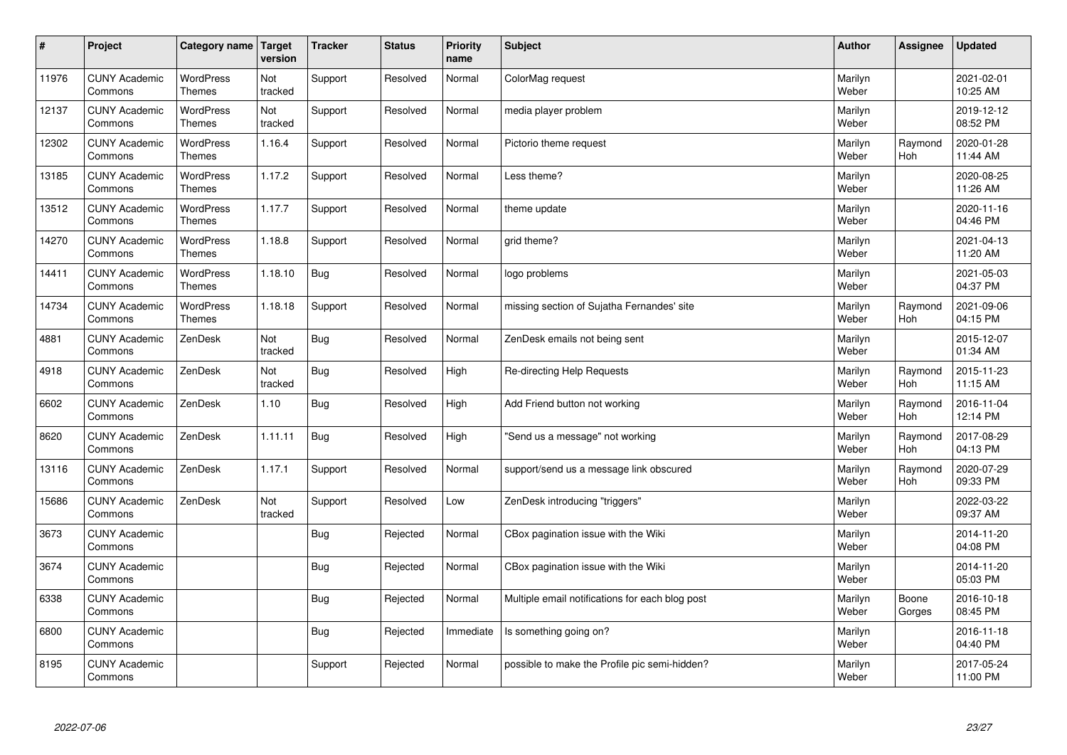| # | Project | Category name | Target version | Tracker | Status | Priority name | Subject | Author | Assignee | Updated |
|---|---|---|---|---|---|---|---|---|---|---|
| 11976 | CUNY Academic Commons | WordPress Themes | Not tracked | Support | Resolved | Normal | ColorMag request | Marilyn Weber | | 2021-02-01 10:25 AM |
| 12137 | CUNY Academic Commons | WordPress Themes | Not tracked | Support | Resolved | Normal | media player problem | Marilyn Weber | | 2019-12-12 08:52 PM |
| 12302 | CUNY Academic Commons | WordPress Themes | 1.16.4 | Support | Resolved | Normal | Pictorio theme request | Marilyn Weber | Raymond Hoh | 2020-01-28 11:44 AM |
| 13185 | CUNY Academic Commons | WordPress Themes | 1.17.2 | Support | Resolved | Normal | Less theme? | Marilyn Weber | | 2020-08-25 11:26 AM |
| 13512 | CUNY Academic Commons | WordPress Themes | 1.17.7 | Support | Resolved | Normal | theme update | Marilyn Weber | | 2020-11-16 04:46 PM |
| 14270 | CUNY Academic Commons | WordPress Themes | 1.18.8 | Support | Resolved | Normal | grid theme? | Marilyn Weber | | 2021-04-13 11:20 AM |
| 14411 | CUNY Academic Commons | WordPress Themes | 1.18.10 | Bug | Resolved | Normal | logo problems | Marilyn Weber | | 2021-05-03 04:37 PM |
| 14734 | CUNY Academic Commons | WordPress Themes | 1.18.18 | Support | Resolved | Normal | missing section of Sujatha Fernandes' site | Marilyn Weber | Raymond Hoh | 2021-09-06 04:15 PM |
| 4881 | CUNY Academic Commons | ZenDesk | Not tracked | Bug | Resolved | Normal | ZenDesk emails not being sent | Marilyn Weber | | 2015-12-07 01:34 AM |
| 4918 | CUNY Academic Commons | ZenDesk | Not tracked | Bug | Resolved | High | Re-directing Help Requests | Marilyn Weber | Raymond Hoh | 2015-11-23 11:15 AM |
| 6602 | CUNY Academic Commons | ZenDesk | 1.10 | Bug | Resolved | High | Add Friend button not working | Marilyn Weber | Raymond Hoh | 2016-11-04 12:14 PM |
| 8620 | CUNY Academic Commons | ZenDesk | 1.11.11 | Bug | Resolved | High | "Send us a message" not working | Marilyn Weber | Raymond Hoh | 2017-08-29 04:13 PM |
| 13116 | CUNY Academic Commons | ZenDesk | 1.17.1 | Support | Resolved | Normal | support/send us a message link obscured | Marilyn Weber | Raymond Hoh | 2020-07-29 09:33 PM |
| 15686 | CUNY Academic Commons | ZenDesk | Not tracked | Support | Resolved | Low | ZenDesk introducing "triggers" | Marilyn Weber | | 2022-03-22 09:37 AM |
| 3673 | CUNY Academic Commons | | | Bug | Rejected | Normal | CBox pagination issue with the Wiki | Marilyn Weber | | 2014-11-20 04:08 PM |
| 3674 | CUNY Academic Commons | | | Bug | Rejected | Normal | CBox pagination issue with the Wiki | Marilyn Weber | | 2014-11-20 05:03 PM |
| 6338 | CUNY Academic Commons | | | Bug | Rejected | Normal | Multiple email notifications for each blog post | Marilyn Weber | Boone Gorges | 2016-10-18 08:45 PM |
| 6800 | CUNY Academic Commons | | | Bug | Rejected | Immediate | Is something going on? | Marilyn Weber | | 2016-11-18 04:40 PM |
| 8195 | CUNY Academic Commons | | | Support | Rejected | Normal | possible to make the Profile pic semi-hidden? | Marilyn Weber | | 2017-05-24 11:00 PM |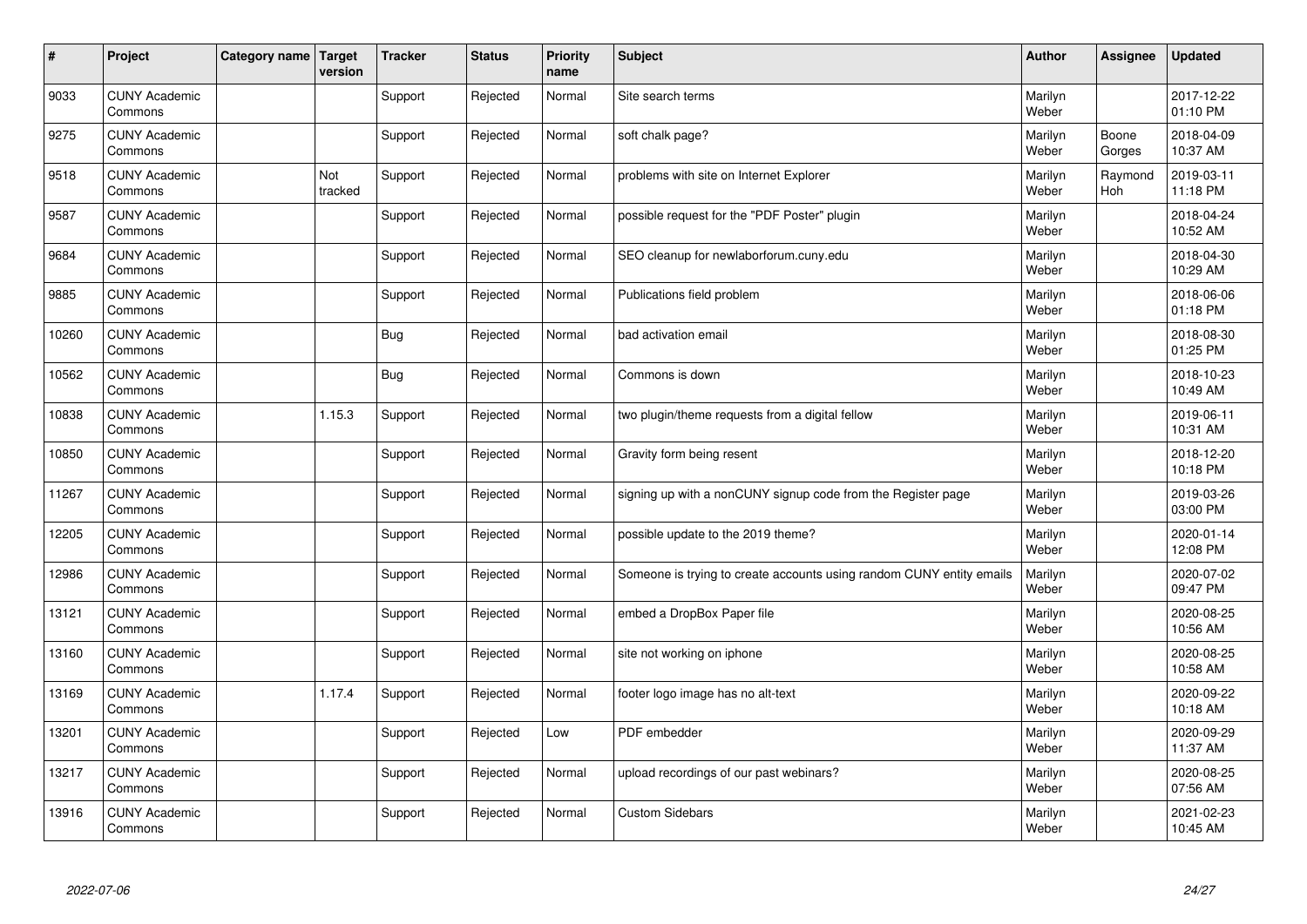| # | Project | Category name | Target version | Tracker | Status | Priority name | Subject | Author | Assignee | Updated |
|---|---|---|---|---|---|---|---|---|---|---|
| 9033 | CUNY Academic Commons | | | Support | Rejected | Normal | Site search terms | Marilyn Weber | | 2017-12-22 01:10 PM |
| 9275 | CUNY Academic Commons | | | Support | Rejected | Normal | soft chalk page? | Marilyn Weber | Boone Gorges | 2018-04-09 10:37 AM |
| 9518 | CUNY Academic Commons | | Not tracked | Support | Rejected | Normal | problems with site on Internet Explorer | Marilyn Weber | Raymond Hoh | 2019-03-11 11:18 PM |
| 9587 | CUNY Academic Commons | | | Support | Rejected | Normal | possible request for the "PDF Poster" plugin | Marilyn Weber | | 2018-04-24 10:52 AM |
| 9684 | CUNY Academic Commons | | | Support | Rejected | Normal | SEO cleanup for newlaborforum.cuny.edu | Marilyn Weber | | 2018-04-30 10:29 AM |
| 9885 | CUNY Academic Commons | | | Support | Rejected | Normal | Publications field problem | Marilyn Weber | | 2018-06-06 01:18 PM |
| 10260 | CUNY Academic Commons | | | Bug | Rejected | Normal | bad activation email | Marilyn Weber | | 2018-08-30 01:25 PM |
| 10562 | CUNY Academic Commons | | | Bug | Rejected | Normal | Commons is down | Marilyn Weber | | 2018-10-23 10:49 AM |
| 10838 | CUNY Academic Commons | | 1.15.3 | Support | Rejected | Normal | two plugin/theme requests from a digital fellow | Marilyn Weber | | 2019-06-11 10:31 AM |
| 10850 | CUNY Academic Commons | | | Support | Rejected | Normal | Gravity form being resent | Marilyn Weber | | 2018-12-20 10:18 PM |
| 11267 | CUNY Academic Commons | | | Support | Rejected | Normal | signing up with a nonCUNY signup code from the Register page | Marilyn Weber | | 2019-03-26 03:00 PM |
| 12205 | CUNY Academic Commons | | | Support | Rejected | Normal | possible update to the 2019 theme? | Marilyn Weber | | 2020-01-14 12:08 PM |
| 12986 | CUNY Academic Commons | | | Support | Rejected | Normal | Someone is trying to create accounts using random CUNY entity emails | Marilyn Weber | | 2020-07-02 09:47 PM |
| 13121 | CUNY Academic Commons | | | Support | Rejected | Normal | embed a DropBox Paper file | Marilyn Weber | | 2020-08-25 10:56 AM |
| 13160 | CUNY Academic Commons | | | Support | Rejected | Normal | site not working on iphone | Marilyn Weber | | 2020-08-25 10:58 AM |
| 13169 | CUNY Academic Commons | | 1.17.4 | Support | Rejected | Normal | footer logo image has no alt-text | Marilyn Weber | | 2020-09-22 10:18 AM |
| 13201 | CUNY Academic Commons | | | Support | Rejected | Low | PDF embedder | Marilyn Weber | | 2020-09-29 11:37 AM |
| 13217 | CUNY Academic Commons | | | Support | Rejected | Normal | upload recordings of our past webinars? | Marilyn Weber | | 2020-08-25 07:56 AM |
| 13916 | CUNY Academic Commons | | | Support | Rejected | Normal | Custom Sidebars | Marilyn Weber | | 2021-02-23 10:45 AM |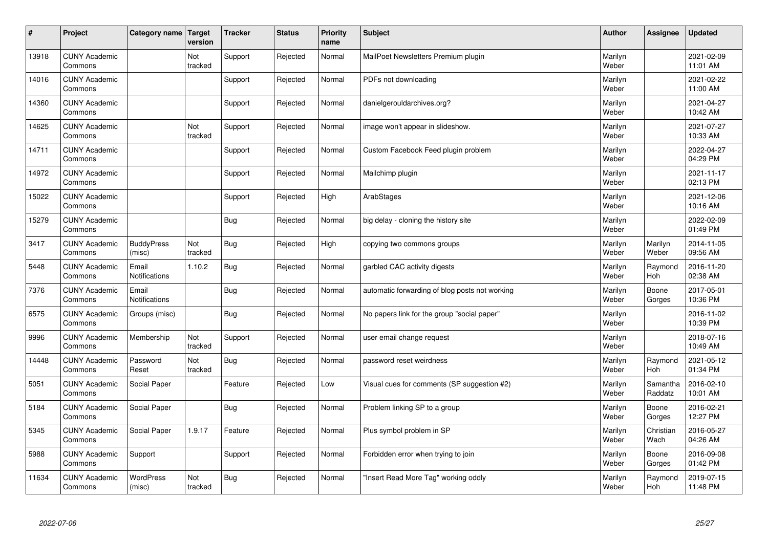| # | Project | Category name | Target version | Tracker | Status | Priority name | Subject | Author | Assignee | Updated |
|---|---|---|---|---|---|---|---|---|---|---|
| 13918 | CUNY Academic Commons | | Not tracked | Support | Rejected | Normal | MailPoet Newsletters Premium plugin | Marilyn Weber | | 2021-02-09 11:01 AM |
| 14016 | CUNY Academic Commons | | | Support | Rejected | Normal | PDFs not downloading | Marilyn Weber | | 2021-02-22 11:00 AM |
| 14360 | CUNY Academic Commons | | | Support | Rejected | Normal | danielgerouldarchives.org? | Marilyn Weber | | 2021-04-27 10:42 AM |
| 14625 | CUNY Academic Commons | | Not tracked | Support | Rejected | Normal | image won't appear in slideshow. | Marilyn Weber | | 2021-07-27 10:33 AM |
| 14711 | CUNY Academic Commons | | | Support | Rejected | Normal | Custom Facebook Feed plugin problem | Marilyn Weber | | 2022-04-27 04:29 PM |
| 14972 | CUNY Academic Commons | | | Support | Rejected | Normal | Mailchimp plugin | Marilyn Weber | | 2021-11-17 02:13 PM |
| 15022 | CUNY Academic Commons | | | Support | Rejected | High | ArabStages | Marilyn Weber | | 2021-12-06 10:16 AM |
| 15279 | CUNY Academic Commons | | | Bug | Rejected | Normal | big delay - cloning the history site | Marilyn Weber | | 2022-02-09 01:49 PM |
| 3417 | CUNY Academic Commons | BuddyPress (misc) | Not tracked | Bug | Rejected | High | copying two commons groups | Marilyn Weber | Marilyn Weber | 2014-11-05 09:56 AM |
| 5448 | CUNY Academic Commons | Email Notifications | 1.10.2 | Bug | Rejected | Normal | garbled CAC activity digests | Marilyn Weber | Raymond Hoh | 2016-11-20 02:38 AM |
| 7376 | CUNY Academic Commons | Email Notifications | | Bug | Rejected | Normal | automatic forwarding of blog posts not working | Marilyn Weber | Boone Gorges | 2017-05-01 10:36 PM |
| 6575 | CUNY Academic Commons | Groups (misc) | | Bug | Rejected | Normal | No papers link for the group "social paper" | Marilyn Weber | | 2016-11-02 10:39 PM |
| 9996 | CUNY Academic Commons | Membership | Not tracked | Support | Rejected | Normal | user email change request | Marilyn Weber | | 2018-07-16 10:49 AM |
| 14448 | CUNY Academic Commons | Password Reset | Not tracked | Bug | Rejected | Normal | password reset weirdness | Marilyn Weber | Raymond Hoh | 2021-05-12 01:34 PM |
| 5051 | CUNY Academic Commons | Social Paper | | Feature | Rejected | Low | Visual cues for comments (SP suggestion #2) | Marilyn Weber | Samantha Raddatz | 2016-02-10 10:01 AM |
| 5184 | CUNY Academic Commons | Social Paper | | Bug | Rejected | Normal | Problem linking SP to a group | Marilyn Weber | Boone Gorges | 2016-02-21 12:27 PM |
| 5345 | CUNY Academic Commons | Social Paper | 1.9.17 | Feature | Rejected | Normal | Plus symbol problem in SP | Marilyn Weber | Christian Wach | 2016-05-27 04:26 AM |
| 5988 | CUNY Academic Commons | Support | | Support | Rejected | Normal | Forbidden error when trying to join | Marilyn Weber | Boone Gorges | 2016-09-08 01:42 PM |
| 11634 | CUNY Academic Commons | WordPress (misc) | Not tracked | Bug | Rejected | Normal | "Insert Read More Tag" working oddly | Marilyn Weber | Raymond Hoh | 2019-07-15 11:48 PM |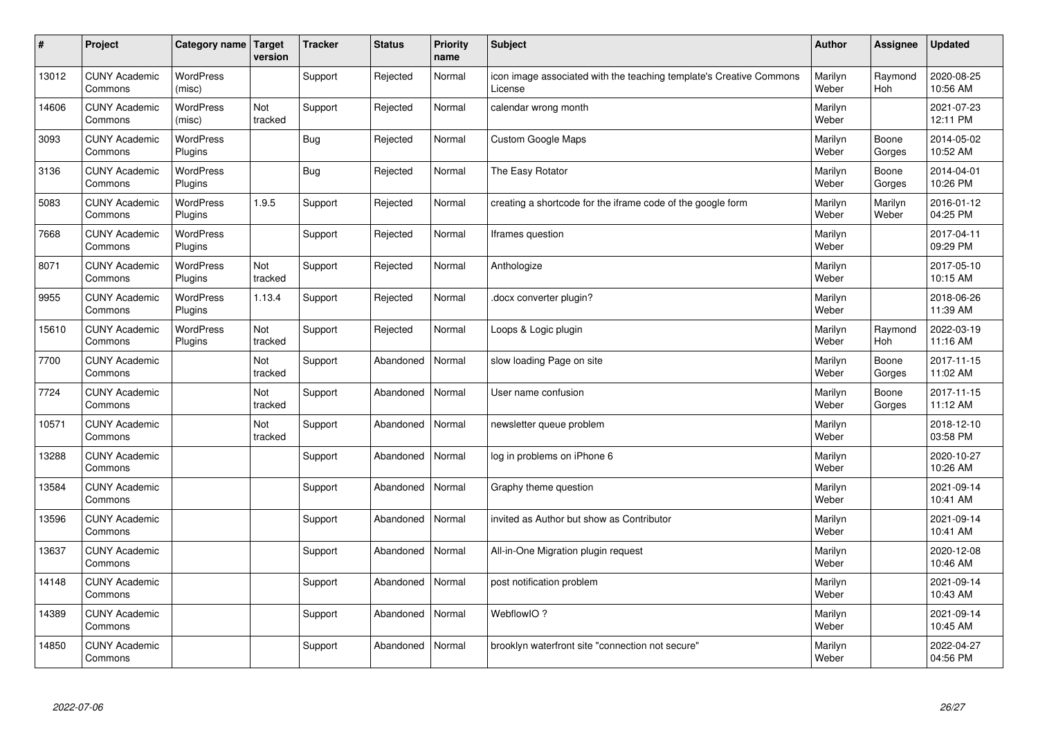| # | Project | Category name | Target version | Tracker | Status | Priority name | Subject | Author | Assignee | Updated |
|---|---|---|---|---|---|---|---|---|---|---|
| 13012 | CUNY Academic Commons | WordPress (misc) | | Support | Rejected | Normal | icon image associated with the teaching template's Creative Commons License | Marilyn Weber | Raymond Hoh | 2020-08-25 10:56 AM |
| 14606 | CUNY Academic Commons | WordPress (misc) | Not tracked | Support | Rejected | Normal | calendar wrong month | Marilyn Weber | | 2021-07-23 12:11 PM |
| 3093 | CUNY Academic Commons | WordPress Plugins | | Bug | Rejected | Normal | Custom Google Maps | Marilyn Weber | Boone Gorges | 2014-05-02 10:52 AM |
| 3136 | CUNY Academic Commons | WordPress Plugins | | Bug | Rejected | Normal | The Easy Rotator | Marilyn Weber | Boone Gorges | 2014-04-01 10:26 PM |
| 5083 | CUNY Academic Commons | WordPress Plugins | 1.9.5 | Support | Rejected | Normal | creating a shortcode for the iframe code of the google form | Marilyn Weber | Marilyn Weber | 2016-01-12 04:25 PM |
| 7668 | CUNY Academic Commons | WordPress Plugins | | Support | Rejected | Normal | Iframes question | Marilyn Weber | | 2017-04-11 09:29 PM |
| 8071 | CUNY Academic Commons | WordPress Plugins | Not tracked | Support | Rejected | Normal | Anthologize | Marilyn Weber | | 2017-05-10 10:15 AM |
| 9955 | CUNY Academic Commons | WordPress Plugins | 1.13.4 | Support | Rejected | Normal | .docx converter plugin? | Marilyn Weber | | 2018-06-26 11:39 AM |
| 15610 | CUNY Academic Commons | WordPress Plugins | Not tracked | Support | Rejected | Normal | Loops & Logic plugin | Marilyn Weber | Raymond Hoh | 2022-03-19 11:16 AM |
| 7700 | CUNY Academic Commons | | Not tracked | Support | Abandoned | Normal | slow loading Page on site | Marilyn Weber | Boone Gorges | 2017-11-15 11:02 AM |
| 7724 | CUNY Academic Commons | | Not tracked | Support | Abandoned | Normal | User name confusion | Marilyn Weber | Boone Gorges | 2017-11-15 11:12 AM |
| 10571 | CUNY Academic Commons | | Not tracked | Support | Abandoned | Normal | newsletter queue problem | Marilyn Weber | | 2018-12-10 03:58 PM |
| 13288 | CUNY Academic Commons | | | Support | Abandoned | Normal | log in problems on iPhone 6 | Marilyn Weber | | 2020-10-27 10:26 AM |
| 13584 | CUNY Academic Commons | | | Support | Abandoned | Normal | Graphy theme question | Marilyn Weber | | 2021-09-14 10:41 AM |
| 13596 | CUNY Academic Commons | | | Support | Abandoned | Normal | invited as Author but show as Contributor | Marilyn Weber | | 2021-09-14 10:41 AM |
| 13637 | CUNY Academic Commons | | | Support | Abandoned | Normal | All-in-One Migration plugin request | Marilyn Weber | | 2020-12-08 10:46 AM |
| 14148 | CUNY Academic Commons | | | Support | Abandoned | Normal | post notification problem | Marilyn Weber | | 2021-09-14 10:43 AM |
| 14389 | CUNY Academic Commons | | | Support | Abandoned | Normal | WebflowIO ? | Marilyn Weber | | 2021-09-14 10:45 AM |
| 14850 | CUNY Academic Commons | | | Support | Abandoned | Normal | brooklyn waterfront site "connection not secure" | Marilyn Weber | | 2022-04-27 04:56 PM |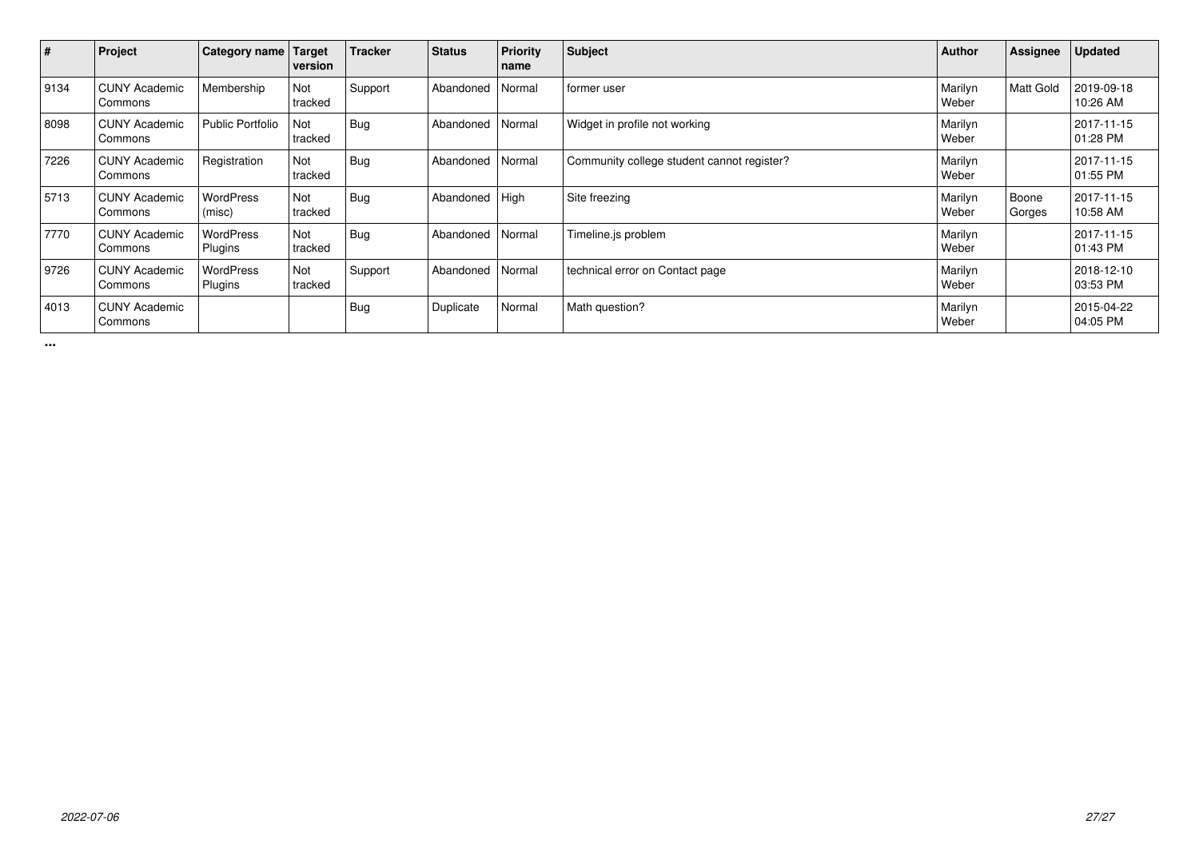| # | Project | Category name | Target version | Tracker | Status | Priority name | Subject | Author | Assignee | Updated |
|---|---|---|---|---|---|---|---|---|---|---|
| 9134 | CUNY Academic Commons | Membership | Not tracked | Support | Abandoned | Normal | former user | Marilyn Weber | Matt Gold | 2019-09-18 10:26 AM |
| 8098 | CUNY Academic Commons | Public Portfolio | Not tracked | Bug | Abandoned | Normal | Widget in profile not working | Marilyn Weber | | 2017-11-15 01:28 PM |
| 7226 | CUNY Academic Commons | Registration | Not tracked | Bug | Abandoned | Normal | Community college student cannot register? | Marilyn Weber | | 2017-11-15 01:55 PM |
| 5713 | CUNY Academic Commons | WordPress (misc) | Not tracked | Bug | Abandoned | High | Site freezing | Marilyn Weber | Boone Gorges | 2017-11-15 10:58 AM |
| 7770 | CUNY Academic Commons | WordPress Plugins | Not tracked | Bug | Abandoned | Normal | Timeline.js problem | Marilyn Weber | | 2017-11-15 01:43 PM |
| 9726 | CUNY Academic Commons | WordPress Plugins | Not tracked | Support | Abandoned | Normal | technical error on Contact page | Marilyn Weber | | 2018-12-10 03:53 PM |
| 4013 | CUNY Academic Commons | | | Bug | Duplicate | Normal | Math question? | Marilyn Weber | | 2015-04-22 04:05 PM |

...